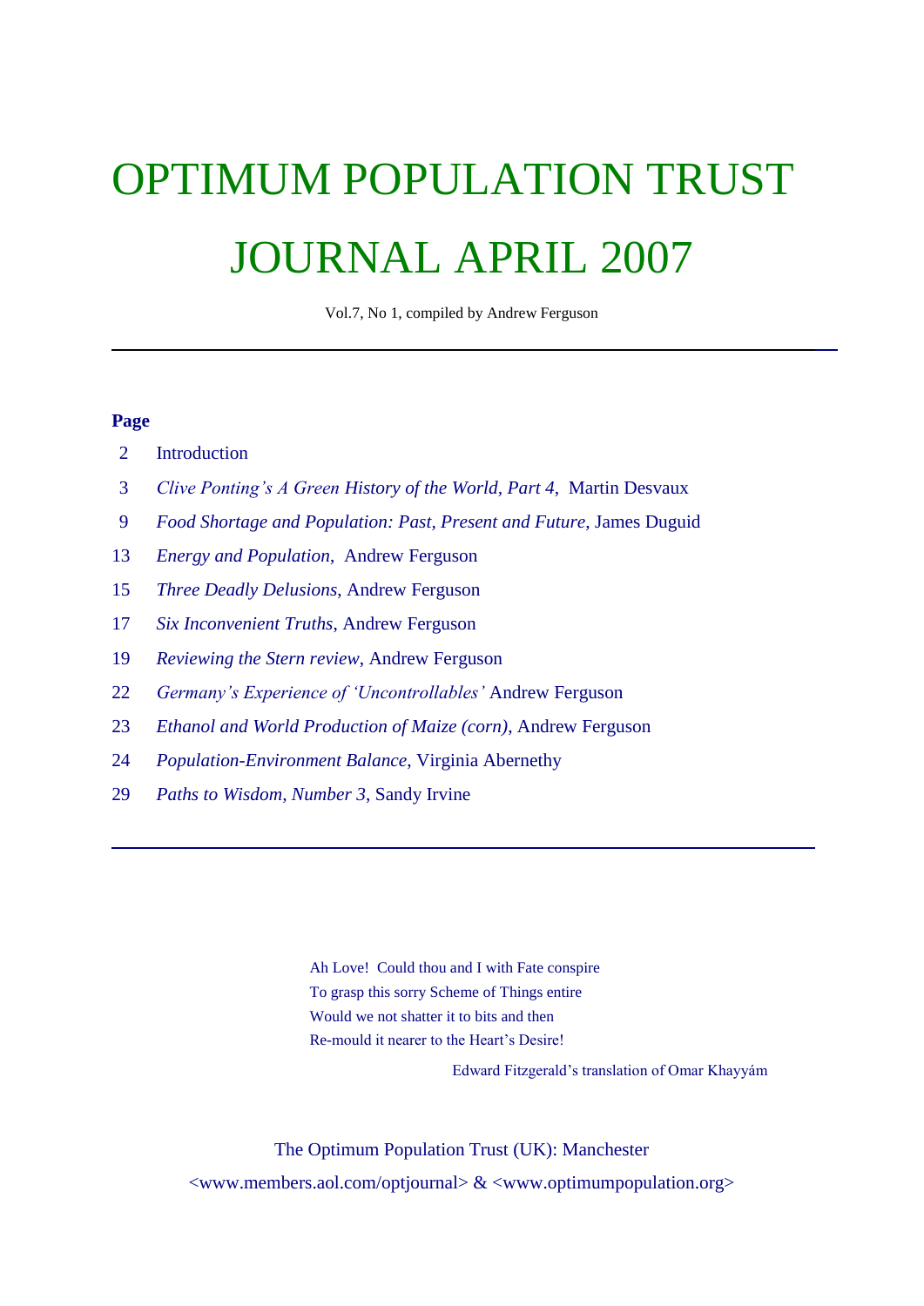# OPTIMUM POPULATION TRUST

# JOURNAL APRIL 2007

Vol.7, No 1, compiled by Andrew Ferguson

---

**Page**

| | |
|---|---|
| 2 | Introduction |
| 3 | *Clive Ponting's A Green History of the World, Part 4*, Martin Desvaux |
| 9 | *Food Shortage and Population: Past, Present and Future*, James Duguid |
| 13 | *Energy and Population*, Andrew Ferguson |
| 15 | *Three Deadly Delusions*, Andrew Ferguson |
| 17 | *Six Inconvenient Truths*, Andrew Ferguson |
| 19 | *Reviewing the Stern review*, Andrew Ferguson |
| 22 | *Germany's Experience of 'Uncontrollables'* Andrew Ferguson |
| 23 | *Ethanol and World Production of Maize (corn)*, Andrew Ferguson |
| 24 | *Population-Environment Balance*, Virginia Abernethy |
| 29 | *Paths to Wisdom, Number 3*, Sandy Irvine |

---

Ah Love! Could thou and I with Fate conspire  
To grasp this sorry Scheme of Things entire  
Would we not shatter it to bits and then  
Re-mould it nearer to the Heart's Desire!

Edward Fitzgerald's translation of Omar Khayyám

The Optimum Population Trust (UK): Manchester

<www.members.aol.com/optjournal> & <www.optimumpopulation.org>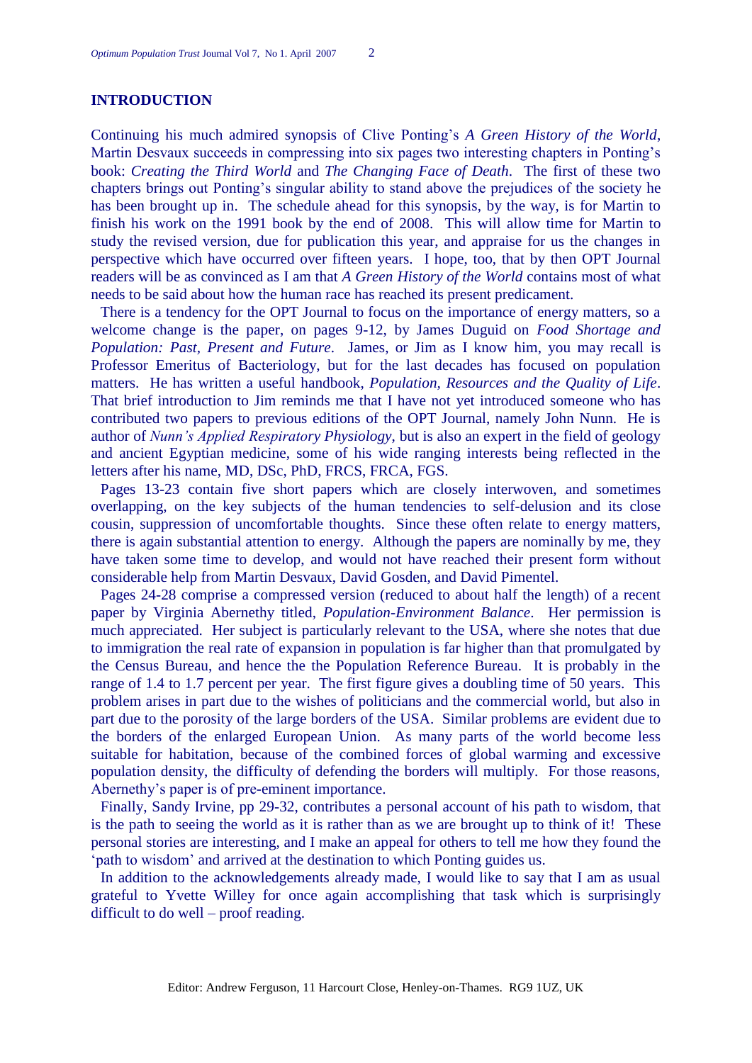## INTRODUCTION

Continuing his much admired synopsis of Clive Ponting's *A Green History of the World*, Martin Desvaux succeeds in compressing into six pages two interesting chapters in Ponting's book: *Creating the Third World* and *The Changing Face of Death*. The first of these two chapters brings out Ponting's singular ability to stand above the prejudices of the society he has been brought up in. The schedule ahead for this synopsis, by the way, is for Martin to finish his work on the 1991 book by the end of 2008. This will allow time for Martin to study the revised version, due for publication this year, and appraise for us the changes in perspective which have occurred over fifteen years. I hope, too, that by then OPT Journal readers will be as convinced as I am that *A Green History of the World* contains most of what needs to be said about how the human race has reached its present predicament.

There is a tendency for the OPT Journal to focus on the importance of energy matters, so a welcome change is the paper, on pages 9-12, by James Duguid on *Food Shortage and Population: Past, Present and Future*. James, or Jim as I know him, you may recall is Professor Emeritus of Bacteriology, but for the last decades has focused on population matters. He has written a useful handbook, *Population, Resources and the Quality of Life*. That brief introduction to Jim reminds me that I have not yet introduced someone who has contributed two papers to previous editions of the OPT Journal, namely John Nunn. He is author of *Nunn's Applied Respiratory Physiology*, but is also an expert in the field of geology and ancient Egyptian medicine, some of his wide ranging interests being reflected in the letters after his name, MD, DSc, PhD, FRCS, FRCA, FGS.

Pages 13-23 contain five short papers which are closely interwoven, and sometimes overlapping, on the key subjects of the human tendencies to self-delusion and its close cousin, suppression of uncomfortable thoughts. Since these often relate to energy matters, there is again substantial attention to energy. Although the papers are nominally by me, they have taken some time to develop, and would not have reached their present form without considerable help from Martin Desvaux, David Gosden, and David Pimentel.

Pages 24-28 comprise a compressed version (reduced to about half the length) of a recent paper by Virginia Abernethy titled, *Population-Environment Balance*. Her permission is much appreciated. Her subject is particularly relevant to the USA, where she notes that due to immigration the real rate of expansion in population is far higher than that promulgated by the Census Bureau, and hence the the Population Reference Bureau. It is probably in the range of 1.4 to 1.7 percent per year. The first figure gives a doubling time of 50 years. This problem arises in part due to the wishes of politicians and the commercial world, but also in part due to the porosity of the large borders of the USA. Similar problems are evident due to the borders of the enlarged European Union. As many parts of the world become less suitable for habitation, because of the combined forces of global warming and excessive population density, the difficulty of defending the borders will multiply. For those reasons, Abernethy's paper is of pre-eminent importance.

Finally, Sandy Irvine, pp 29-32, contributes a personal account of his path to wisdom, that is the path to seeing the world as it is rather than as we are brought up to think of it! These personal stories are interesting, and I make an appeal for others to tell me how they found the 'path to wisdom' and arrived at the destination to which Ponting guides us.

In addition to the acknowledgements already made, I would like to say that I am as usual grateful to Yvette Willey for once again accomplishing that task which is surprisingly difficult to do well – proof reading.

Editor: Andrew Ferguson, 11 Harcourt Close, Henley-on-Thames. RG9 1UZ, UK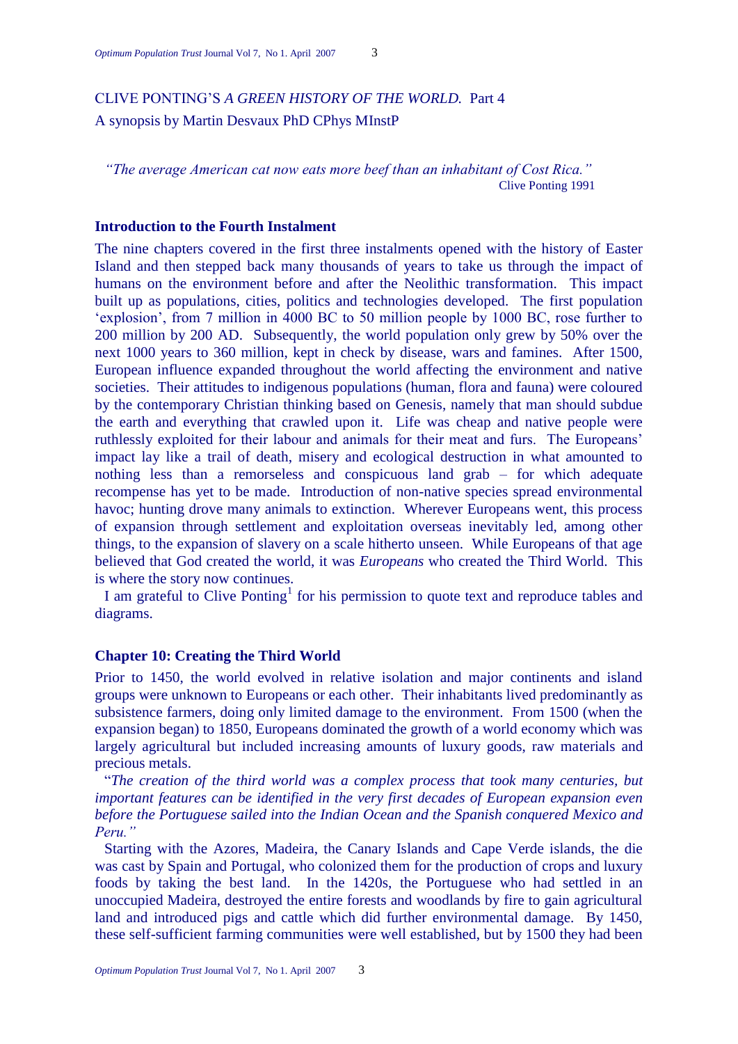# CLIVE PONTING'S *A GREEN HISTORY OF THE WORLD.* Part 4

A synopsis by Martin Desvaux PhD CPhys MInstP

> *"The average American cat now eats more beef than an inhabitant of Cost Rica."*
>
> Clive Ponting 1991

## Introduction to the Fourth Instalment

The nine chapters covered in the first three instalments opened with the history of Easter Island and then stepped back many thousands of years to take us through the impact of humans on the environment before and after the Neolithic transformation. This impact built up as populations, cities, politics and technologies developed. The first population 'explosion', from 7 million in 4000 BC to 50 million people by 1000 BC, rose further to 200 million by 200 AD. Subsequently, the world population only grew by 50% over the next 1000 years to 360 million, kept in check by disease, wars and famines. After 1500, European influence expanded throughout the world affecting the environment and native societies. Their attitudes to indigenous populations (human, flora and fauna) were coloured by the contemporary Christian thinking based on Genesis, namely that man should subdue the earth and everything that crawled upon it. Life was cheap and native people were ruthlessly exploited for their labour and animals for their meat and furs. The Europeans' impact lay like a trail of death, misery and ecological destruction in what amounted to nothing less than a remorseless and conspicuous land grab – for which adequate recompense has yet to be made. Introduction of non-native species spread environmental havoc; hunting drove many animals to extinction. Wherever Europeans went, this process of expansion through settlement and exploitation overseas inevitably led, among other things, to the expansion of slavery on a scale hitherto unseen. While Europeans of that age believed that God created the world, it was *Europeans* who created the Third World. This is where the story now continues.

I am grateful to Clive Ponting[1] for his permission to quote text and reproduce tables and diagrams.

## Chapter 10: Creating the Third World

Prior to 1450, the world evolved in relative isolation and major continents and island groups were unknown to Europeans or each other. Their inhabitants lived predominantly as subsistence farmers, doing only limited damage to the environment. From 1500 (when the expansion began) to 1850, Europeans dominated the growth of a world economy which was largely agricultural but included increasing amounts of luxury goods, raw materials and precious metals.

"*The creation of the third world was a complex process that took many centuries, but important features can be identified in the very first decades of European expansion even before the Portuguese sailed into the Indian Ocean and the Spanish conquered Mexico and Peru."*

Starting with the Azores, Madeira, the Canary Islands and Cape Verde islands, the die was cast by Spain and Portugal, who colonized them for the production of crops and luxury foods by taking the best land. In the 1420s, the Portuguese who had settled in an unoccupied Madeira, destroyed the entire forests and woodlands by fire to gain agricultural land and introduced pigs and cattle which did further environmental damage. By 1450, these self-sufficient farming communities were well established, but by 1500 they had been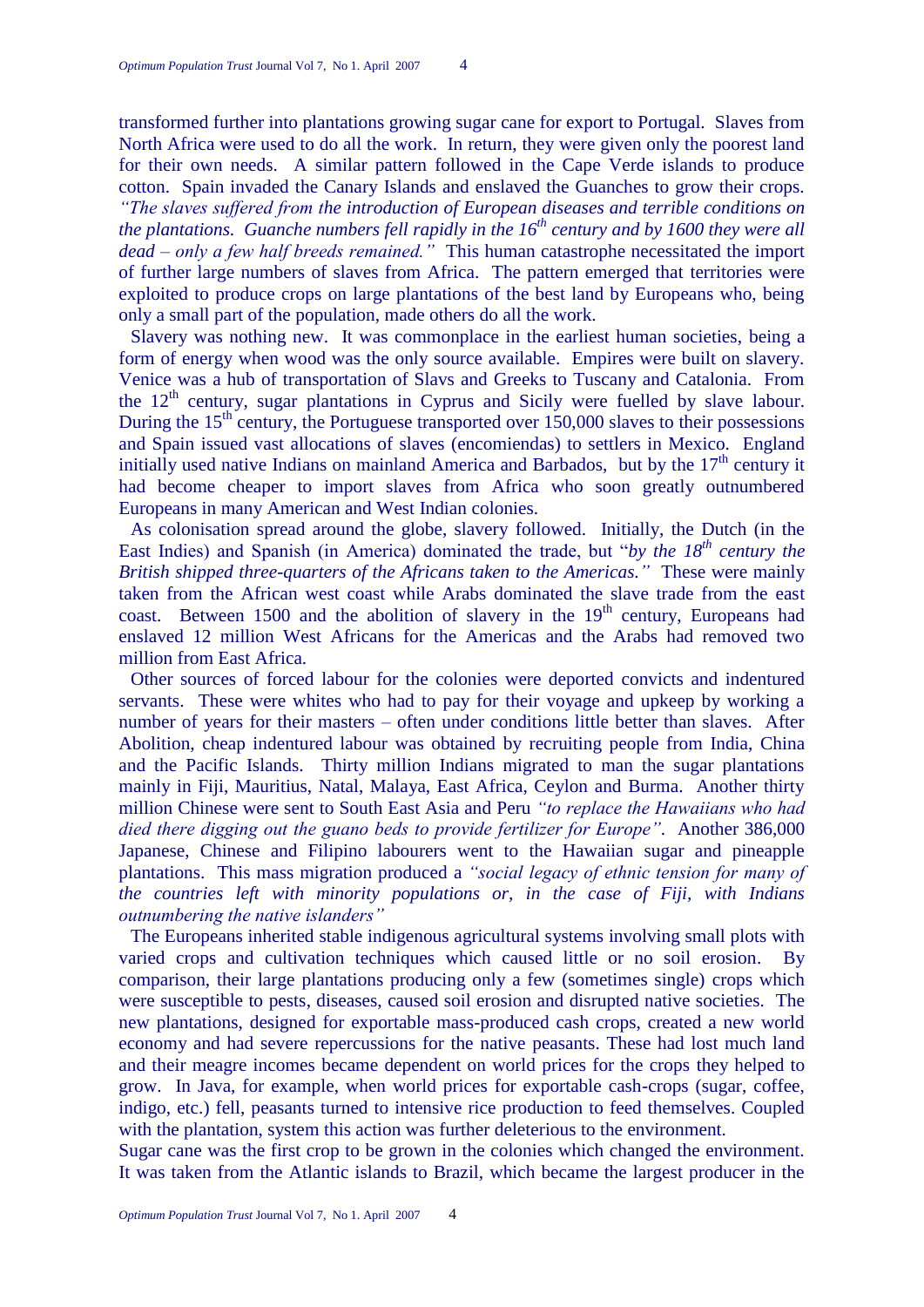transformed further into plantations growing sugar cane for export to Portugal. Slaves from North Africa were used to do all the work. In return, they were given only the poorest land for their own needs. A similar pattern followed in the Cape Verde islands to produce cotton. Spain invaded the Canary Islands and enslaved the Guanches to grow their crops. *"The slaves suffered from the introduction of European diseases and terrible conditions on the plantations. Guanche numbers fell rapidly in the 16th century and by 1600 they were all dead – only a few half breeds remained."* This human catastrophe necessitated the import of further large numbers of slaves from Africa. The pattern emerged that territories were exploited to produce crops on large plantations of the best land by Europeans who, being only a small part of the population, made others do all the work.

Slavery was nothing new. It was commonplace in the earliest human societies, being a form of energy when wood was the only source available. Empires were built on slavery. Venice was a hub of transportation of Slavs and Greeks to Tuscany and Catalonia. From the 12th century, sugar plantations in Cyprus and Sicily were fuelled by slave labour. During the 15th century, the Portuguese transported over 150,000 slaves to their possessions and Spain issued vast allocations of slaves (encomiendas) to settlers in Mexico. England initially used native Indians on mainland America and Barbados, but by the 17th century it had become cheaper to import slaves from Africa who soon greatly outnumbered Europeans in many American and West Indian colonies.

As colonisation spread around the globe, slavery followed. Initially, the Dutch (in the East Indies) and Spanish (in America) dominated the trade, but "*by the 18th century the British shipped three-quarters of the Africans taken to the Americas."* These were mainly taken from the African west coast while Arabs dominated the slave trade from the east coast. Between 1500 and the abolition of slavery in the 19th century, Europeans had enslaved 12 million West Africans for the Americas and the Arabs had removed two million from East Africa.

Other sources of forced labour for the colonies were deported convicts and indentured servants. These were whites who had to pay for their voyage and upkeep by working a number of years for their masters – often under conditions little better than slaves. After Abolition, cheap indentured labour was obtained by recruiting people from India, China and the Pacific Islands. Thirty million Indians migrated to man the sugar plantations mainly in Fiji, Mauritius, Natal, Malaya, East Africa, Ceylon and Burma. Another thirty million Chinese were sent to South East Asia and Peru *"to replace the Hawaiians who had died there digging out the guano beds to provide fertilizer for Europe"*. Another 386,000 Japanese, Chinese and Filipino labourers went to the Hawaiian sugar and pineapple plantations. This mass migration produced a *"social legacy of ethnic tension for many of the countries left with minority populations or, in the case of Fiji, with Indians outnumbering the native islanders"*

The Europeans inherited stable indigenous agricultural systems involving small plots with varied crops and cultivation techniques which caused little or no soil erosion. By comparison, their large plantations producing only a few (sometimes single) crops which were susceptible to pests, diseases, caused soil erosion and disrupted native societies. The new plantations, designed for exportable mass-produced cash crops, created a new world economy and had severe repercussions for the native peasants. These had lost much land and their meagre incomes became dependent on world prices for the crops they helped to grow. In Java, for example, when world prices for exportable cash-crops (sugar, coffee, indigo, etc.) fell, peasants turned to intensive rice production to feed themselves. Coupled with the plantation, system this action was further deleterious to the environment.

Sugar cane was the first crop to be grown in the colonies which changed the environment. It was taken from the Atlantic islands to Brazil, which became the largest producer in the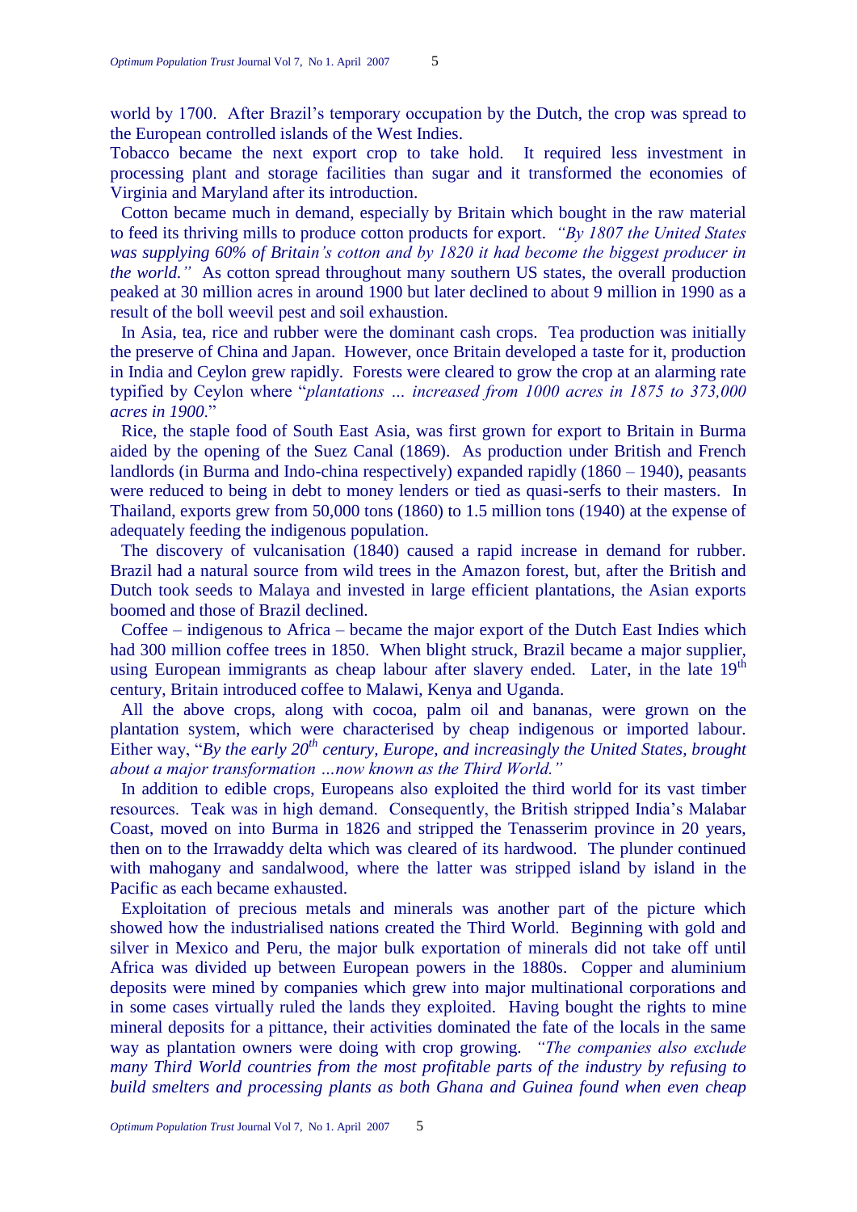world by 1700. After Brazil's temporary occupation by the Dutch, the crop was spread to the European controlled islands of the West Indies.

Tobacco became the next export crop to take hold. It required less investment in processing plant and storage facilities than sugar and it transformed the economies of Virginia and Maryland after its introduction.

Cotton became much in demand, especially by Britain which bought in the raw material to feed its thriving mills to produce cotton products for export. *"By 1807 the United States was supplying 60% of Britain's cotton and by 1820 it had become the biggest producer in the world."* As cotton spread throughout many southern US states, the overall production peaked at 30 million acres in around 1900 but later declined to about 9 million in 1990 as a result of the boll weevil pest and soil exhaustion.

In Asia, tea, rice and rubber were the dominant cash crops. Tea production was initially the preserve of China and Japan. However, once Britain developed a taste for it, production in India and Ceylon grew rapidly. Forests were cleared to grow the crop at an alarming rate typified by Ceylon where "*plantations … increased from 1000 acres in 1875 to 373,000 acres in 1900*."

Rice, the staple food of South East Asia, was first grown for export to Britain in Burma aided by the opening of the Suez Canal (1869). As production under British and French landlords (in Burma and Indo-china respectively) expanded rapidly (1860 – 1940), peasants were reduced to being in debt to money lenders or tied as quasi-serfs to their masters. In Thailand, exports grew from 50,000 tons (1860) to 1.5 million tons (1940) at the expense of adequately feeding the indigenous population.

The discovery of vulcanisation (1840) caused a rapid increase in demand for rubber. Brazil had a natural source from wild trees in the Amazon forest, but, after the British and Dutch took seeds to Malaya and invested in large efficient plantations, the Asian exports boomed and those of Brazil declined.

Coffee – indigenous to Africa – became the major export of the Dutch East Indies which had 300 million coffee trees in 1850. When blight struck, Brazil became a major supplier, using European immigrants as cheap labour after slavery ended. Later, in the late 19th century, Britain introduced coffee to Malawi, Kenya and Uganda.

All the above crops, along with cocoa, palm oil and bananas, were grown on the plantation system, which were characterised by cheap indigenous or imported labour. Either way, "*By the early 20th century, Europe, and increasingly the United States, brought about a major transformation …now known as the Third World."*

In addition to edible crops, Europeans also exploited the third world for its vast timber resources. Teak was in high demand. Consequently, the British stripped India's Malabar Coast, moved on into Burma in 1826 and stripped the Tenasserim province in 20 years, then on to the Irrawaddy delta which was cleared of its hardwood. The plunder continued with mahogany and sandalwood, where the latter was stripped island by island in the Pacific as each became exhausted.

Exploitation of precious metals and minerals was another part of the picture which showed how the industrialised nations created the Third World. Beginning with gold and silver in Mexico and Peru, the major bulk exportation of minerals did not take off until Africa was divided up between European powers in the 1880s. Copper and aluminium deposits were mined by companies which grew into major multinational corporations and in some cases virtually ruled the lands they exploited. Having bought the rights to mine mineral deposits for a pittance, their activities dominated the fate of the locals in the same way as plantation owners were doing with crop growing. *"The companies also exclude many Third World countries from the most profitable parts of the industry by refusing to build smelters and processing plants as both Ghana and Guinea found when even cheap*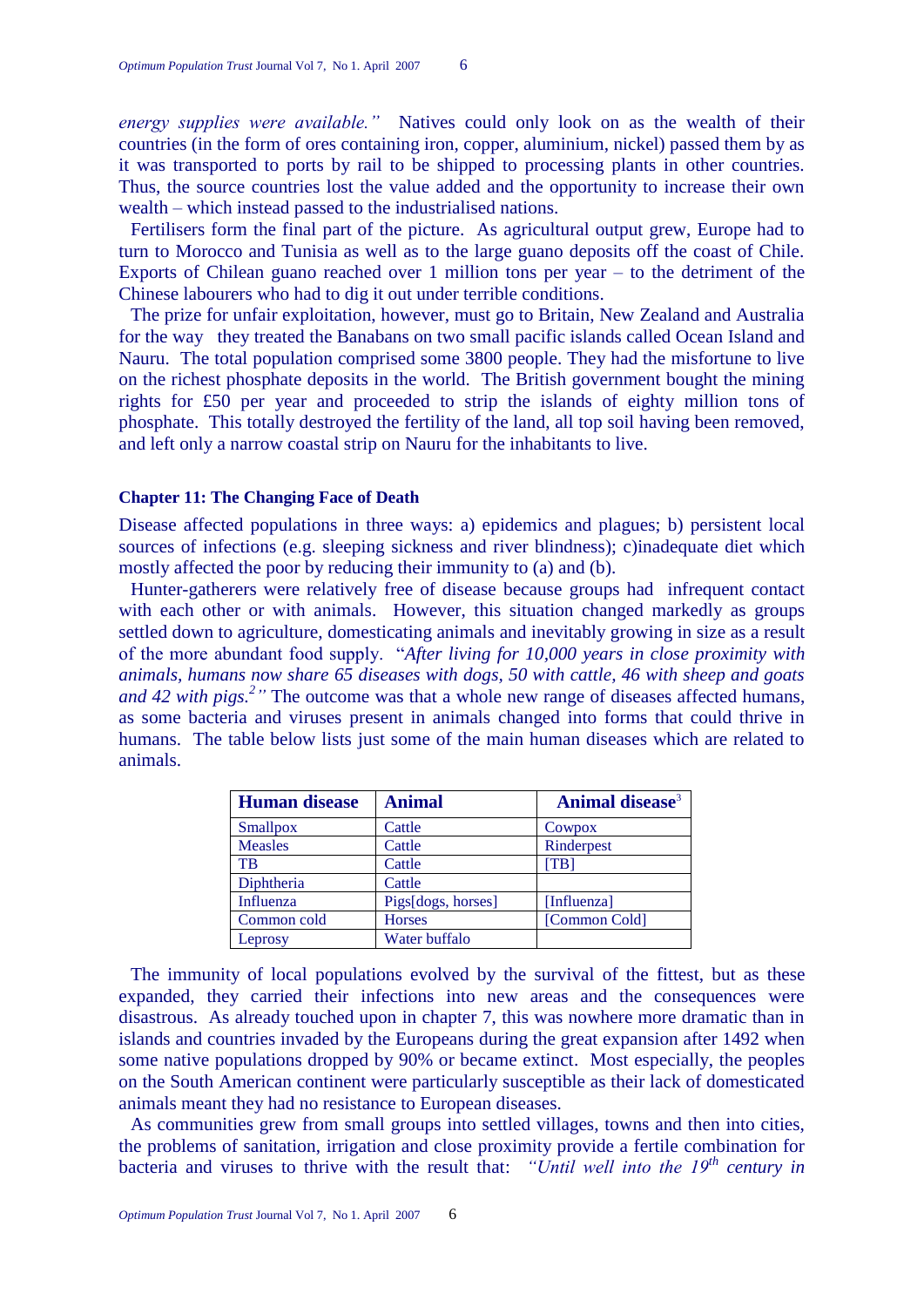*energy supplies were available."* Natives could only look on as the wealth of their countries (in the form of ores containing iron, copper, aluminium, nickel) passed them by as it was transported to ports by rail to be shipped to processing plants in other countries. Thus, the source countries lost the value added and the opportunity to increase their own wealth – which instead passed to the industrialised nations.

Fertilisers form the final part of the picture. As agricultural output grew, Europe had to turn to Morocco and Tunisia as well as to the large guano deposits off the coast of Chile. Exports of Chilean guano reached over 1 million tons per year – to the detriment of the Chinese labourers who had to dig it out under terrible conditions.

The prize for unfair exploitation, however, must go to Britain, New Zealand and Australia for the way they treated the Banabans on two small pacific islands called Ocean Island and Nauru. The total population comprised some 3800 people. They had the misfortune to live on the richest phosphate deposits in the world. The British government bought the mining rights for £50 per year and proceeded to strip the islands of eighty million tons of phosphate. This totally destroyed the fertility of the land, all top soil having been removed, and left only a narrow coastal strip on Nauru for the inhabitants to live.

### Chapter 11: The Changing Face of Death

Disease affected populations in three ways: a) epidemics and plagues; b) persistent local sources of infections (e.g. sleeping sickness and river blindness); c)inadequate diet which mostly affected the poor by reducing their immunity to (a) and (b).

Hunter-gatherers were relatively free of disease because groups had infrequent contact with each other or with animals. However, this situation changed markedly as groups settled down to agriculture, domesticating animals and inevitably growing in size as a result of the more abundant food supply. "*After living for 10,000 years in close proximity with animals, humans now share 65 diseases with dogs, 50 with cattle, 46 with sheep and goats and 42 with pigs.*[2]*"* The outcome was that a whole new range of diseases affected humans, as some bacteria and viruses present in animals changed into forms that could thrive in humans. The table below lists just some of the main human diseases which are related to animals.

| Human disease | Animal | Animal disease[3] |
|---|---|---|
| Smallpox | Cattle | Cowpox |
| Measles | Cattle | Rinderpest |
| TB | Cattle | [TB] |
| Diphtheria | Cattle | |
| Influenza | Pigs[dogs, horses] | [Influenza] |
| Common cold | Horses | [Common Cold] |
| Leprosy | Water buffalo | |

The immunity of local populations evolved by the survival of the fittest, but as these expanded, they carried their infections into new areas and the consequences were disastrous. As already touched upon in chapter 7, this was nowhere more dramatic than in islands and countries invaded by the Europeans during the great expansion after 1492 when some native populations dropped by 90% or became extinct. Most especially, the peoples on the South American continent were particularly susceptible as their lack of domesticated animals meant they had no resistance to European diseases.

As communities grew from small groups into settled villages, towns and then into cities, the problems of sanitation, irrigation and close proximity provide a fertile combination for bacteria and viruses to thrive with the result that: *"Until well into the 19th century in*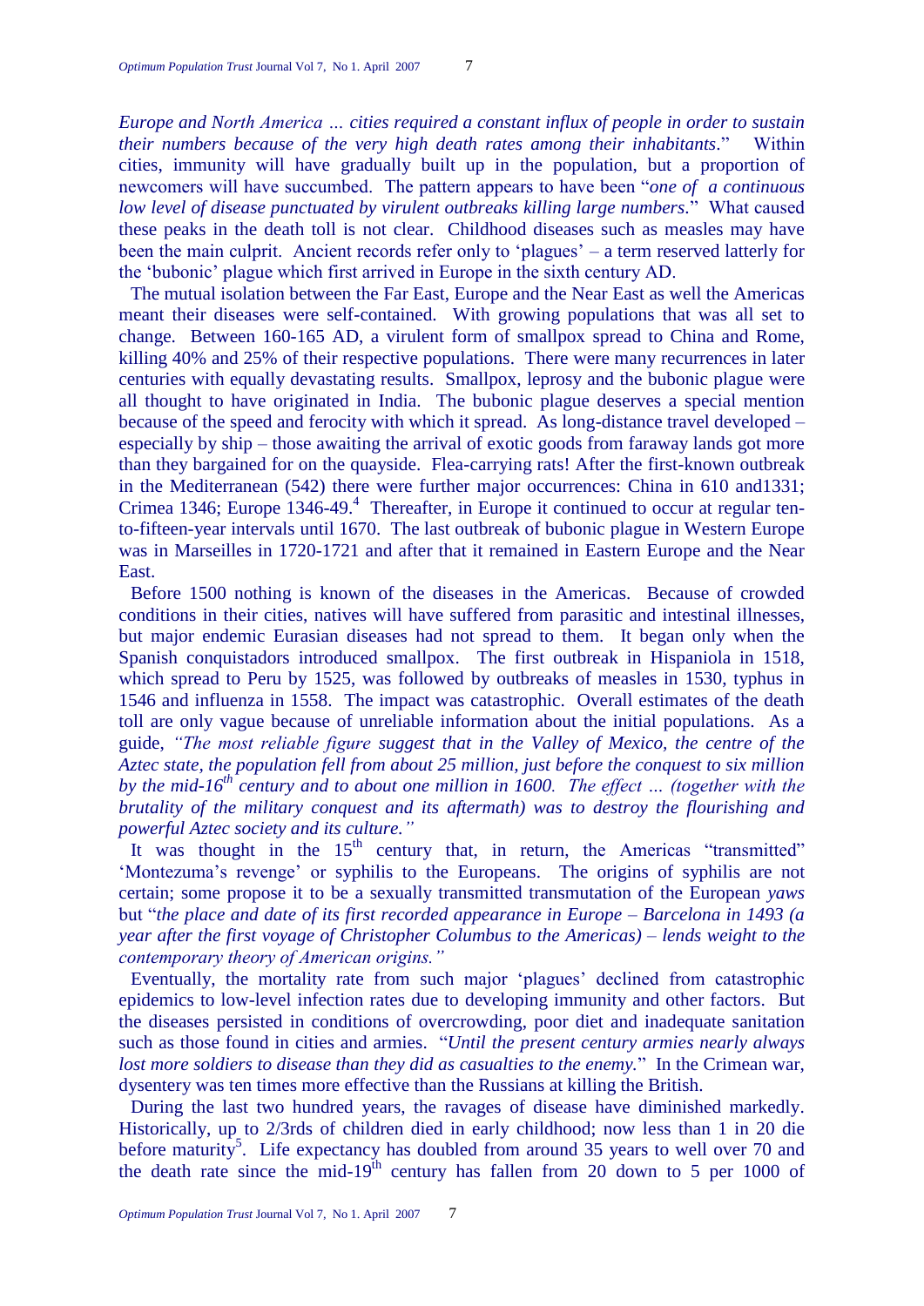*Europe and North America … cities required a constant influx of people in order to sustain their numbers because of the very high death rates among their inhabitants*."  Within cities, immunity will have gradually built up in the population, but a proportion of newcomers will have succumbed.  The pattern appears to have been "*one of  a continuous low level of disease punctuated by virulent outbreaks killing large numbers*."  What caused these peaks in the death toll is not clear.  Childhood diseases such as measles may have been the main culprit.  Ancient records refer only to 'plagues' – a term reserved latterly for the 'bubonic' plague which first arrived in Europe in the sixth century AD.

The mutual isolation between the Far East, Europe and the Near East as well the Americas meant their diseases were self-contained.  With growing populations that was all set to change.  Between 160-165 AD, a virulent form of smallpox spread to China and Rome, killing 40% and 25% of their respective populations.  There were many recurrences in later centuries with equally devastating results.  Smallpox, leprosy and the bubonic plague were all thought to have originated in India.  The bubonic plague deserves a special mention because of the speed and ferocity with which it spread.  As long-distance travel developed – especially by ship – those awaiting the arrival of exotic goods from faraway lands got more than they bargained for on the quayside.  Flea-carrying rats! After the first-known outbreak in the Mediterranean (542) there were further major occurrences: China in 610 and1331; Crimea 1346; Europe 1346-49.[4]  Thereafter, in Europe it continued to occur at regular ten-to-fifteen-year intervals until 1670.  The last outbreak of bubonic plague in Western Europe was in Marseilles in 1720-1721 and after that it remained in Eastern Europe and the Near East.

Before 1500 nothing is known of the diseases in the Americas.  Because of crowded conditions in their cities, natives will have suffered from parasitic and intestinal illnesses, but major endemic Eurasian diseases had not spread to them.  It began only when the Spanish conquistadors introduced smallpox.  The first outbreak in Hispaniola in 1518, which spread to Peru by 1525, was followed by outbreaks of measles in 1530, typhus in 1546 and influenza in 1558.  The impact was catastrophic.  Overall estimates of the death toll are only vague because of unreliable information about the initial populations.  As a guide, *"The most reliable figure suggest that in the Valley of Mexico, the centre of the Aztec state, the population fell from about 25 million, just before the conquest to six million by the mid-16th century and to about one million in 1600.  The effect … (together with the brutality of the military conquest and its aftermath) was to destroy the flourishing and powerful Aztec society and its culture."*

It was thought in the 15th century that, in return, the Americas "transmitted" 'Montezuma's revenge' or syphilis to the Europeans.  The origins of syphilis are not certain; some propose it to be a sexually transmitted transmutation of the European *yaws* but "*the place and date of its first recorded appearance in Europe – Barcelona in 1493 (a year after the first voyage of Christopher Columbus to the Americas) – lends weight to the contemporary theory of American origins."*

Eventually, the mortality rate from such major 'plagues' declined from catastrophic epidemics to low-level infection rates due to developing immunity and other factors.  But the diseases persisted in conditions of overcrowding, poor diet and inadequate sanitation such as those found in cities and armies.  "*Until the present century armies nearly always lost more soldiers to disease than they did as casualties to the enemy.*"  In the Crimean war, dysentery was ten times more effective than the Russians at killing the British.

During the last two hundred years, the ravages of disease have diminished markedly.  Historically, up to 2/3rds of children died in early childhood; now less than 1 in 20 die before maturity[5].  Life expectancy has doubled from around 35 years to well over 70 and the death rate since the mid-19th century has fallen from 20 down to 5 per 1000 of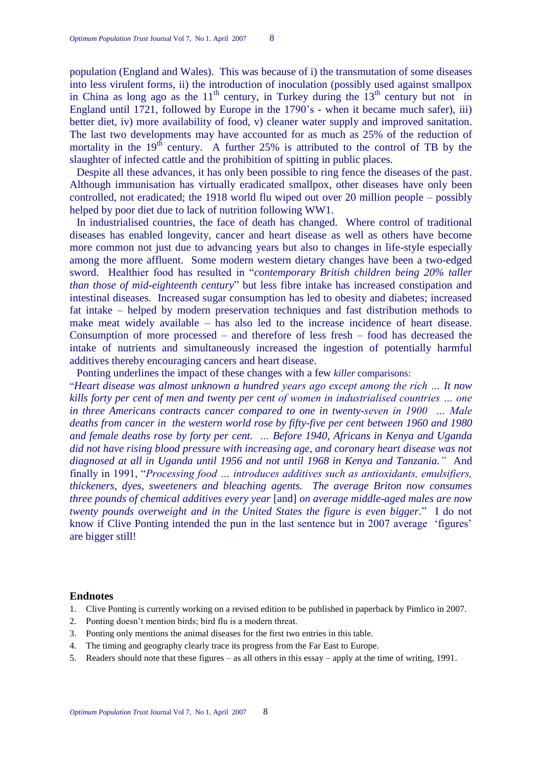population (England and Wales). This was because of i) the transmutation of some diseases into less virulent forms, ii) the introduction of inoculation (possibly used against smallpox in China as long ago as the 11th century, in Turkey during the 13th century but not in England until 1721, followed by Europe in the 1790's - when it became much safer), iii) better diet, iv) more availability of food, v) cleaner water supply and improved sanitation. The last two developments may have accounted for as much as 25% of the reduction of mortality in the 19th century. A further 25% is attributed to the control of TB by the slaughter of infected cattle and the prohibition of spitting in public places.

Despite all these advances, it has only been possible to ring fence the diseases of the past. Although immunisation has virtually eradicated smallpox, other diseases have only been controlled, not eradicated; the 1918 world flu wiped out over 20 million people – possibly helped by poor diet due to lack of nutrition following WW1.

In industrialised countries, the face of death has changed. Where control of traditional diseases has enabled longevity, cancer and heart disease as well as others have become more common not just due to advancing years but also to changes in life-style especially among the more affluent. Some modern western dietary changes have been a two-edged sword. Healthier food has resulted in "*contemporary British children being 20% taller than those of mid-eighteenth century*" but less fibre intake has increased constipation and intestinal diseases. Increased sugar consumption has led to obesity and diabetes; increased fat intake – helped by modern preservation techniques and fast distribution methods to make meat widely available – has also led to the increase incidence of heart disease. Consumption of more processed – and therefore of less fresh – food has decreased the intake of nutrients and simultaneously increased the ingestion of potentially harmful additives thereby encouraging cancers and heart disease.

Ponting underlines the impact of these changes with a few *killer* comparisons:

"*Heart disease was almost unknown a hundred years ago except among the rich … It now kills forty per cent of men and twenty per cent of women in industrialised countries … one in three Americans contracts cancer compared to one in twenty-seven in 1900 … Male deaths from cancer in the western world rose by fifty-five per cent between 1960 and 1980 and female deaths rose by forty per cent. … Before 1940, Africans in Kenya and Uganda did not have rising blood pressure with increasing age, and coronary heart disease was not diagnosed at all in Uganda until 1956 and not until 1968 in Kenya and Tanzania."* And finally in 1991, "*Processing food … introduces additives such as antioxidants, emulsifiers, thickeners, dyes, sweeteners and bleaching agents. The average Briton now consumes three pounds of chemical additives every year* [and] *on average middle-aged males are now twenty pounds overweight and in the United States the figure is even bigger*." I do not know if Clive Ponting intended the pun in the last sentence but in 2007 average 'figures' are bigger still!

## Endnotes

1. Clive Ponting is currently working on a revised edition to be published in paperback by Pimlico in 2007.
2. Ponting doesn't mention birds; bird flu is a modern threat.
3. Ponting only mentions the animal diseases for the first two entries in this table.
4. The timing and geography clearly trace its progress from the Far East to Europe.
5. Readers should note that these figures – as all others in this essay – apply at the time of writing, 1991.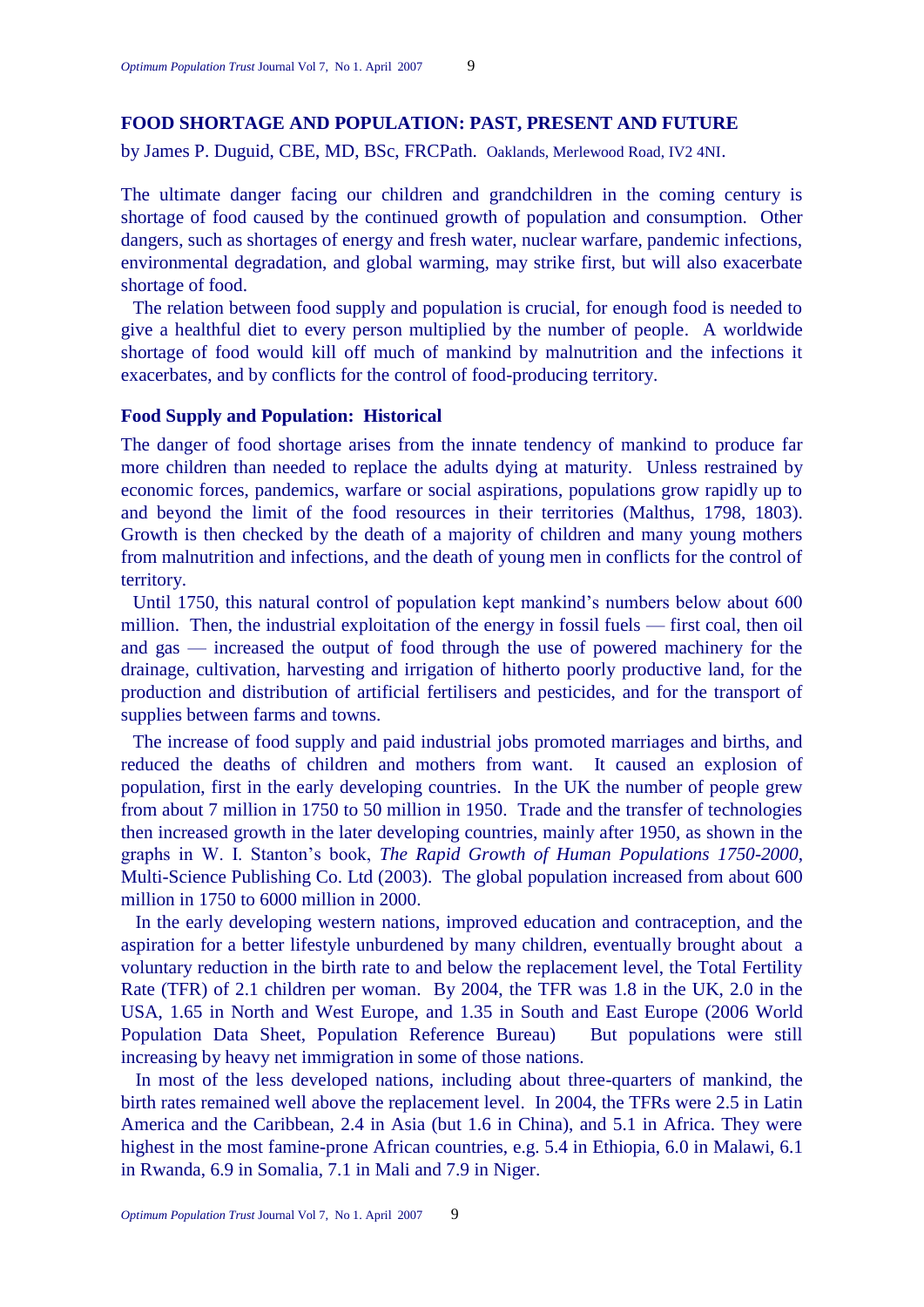## FOOD SHORTAGE AND POPULATION: PAST, PRESENT AND FUTURE

by James P. Duguid, CBE, MD, BSc, FRCPath. Oaklands, Merlewood Road, IV2 4NI.

The ultimate danger facing our children and grandchildren in the coming century is shortage of food caused by the continued growth of population and consumption. Other dangers, such as shortages of energy and fresh water, nuclear warfare, pandemic infections, environmental degradation, and global warming, may strike first, but will also exacerbate shortage of food.

The relation between food supply and population is crucial, for enough food is needed to give a healthful diet to every person multiplied by the number of people. A worldwide shortage of food would kill off much of mankind by malnutrition and the infections it exacerbates, and by conflicts for the control of food-producing territory.

### Food Supply and Population: Historical

The danger of food shortage arises from the innate tendency of mankind to produce far more children than needed to replace the adults dying at maturity. Unless restrained by economic forces, pandemics, warfare or social aspirations, populations grow rapidly up to and beyond the limit of the food resources in their territories (Malthus, 1798, 1803). Growth is then checked by the death of a majority of children and many young mothers from malnutrition and infections, and the death of young men in conflicts for the control of territory.

Until 1750, this natural control of population kept mankind's numbers below about 600 million. Then, the industrial exploitation of the energy in fossil fuels — first coal, then oil and gas — increased the output of food through the use of powered machinery for the drainage, cultivation, harvesting and irrigation of hitherto poorly productive land, for the production and distribution of artificial fertilisers and pesticides, and for the transport of supplies between farms and towns.

The increase of food supply and paid industrial jobs promoted marriages and births, and reduced the deaths of children and mothers from want. It caused an explosion of population, first in the early developing countries. In the UK the number of people grew from about 7 million in 1750 to 50 million in 1950. Trade and the transfer of technologies then increased growth in the later developing countries, mainly after 1950, as shown in the graphs in W. I. Stanton's book, *The Rapid Growth of Human Populations 1750-2000*, Multi-Science Publishing Co. Ltd (2003). The global population increased from about 600 million in 1750 to 6000 million in 2000.

In the early developing western nations, improved education and contraception, and the aspiration for a better lifestyle unburdened by many children, eventually brought about a voluntary reduction in the birth rate to and below the replacement level, the Total Fertility Rate (TFR) of 2.1 children per woman. By 2004, the TFR was 1.8 in the UK, 2.0 in the USA, 1.65 in North and West Europe, and 1.35 in South and East Europe (2006 World Population Data Sheet, Population Reference Bureau) But populations were still increasing by heavy net immigration in some of those nations.

In most of the less developed nations, including about three-quarters of mankind, the birth rates remained well above the replacement level. In 2004, the TFRs were 2.5 in Latin America and the Caribbean, 2.4 in Asia (but 1.6 in China), and 5.1 in Africa. They were highest in the most famine-prone African countries, e.g. 5.4 in Ethiopia, 6.0 in Malawi, 6.1 in Rwanda, 6.9 in Somalia, 7.1 in Mali and 7.9 in Niger.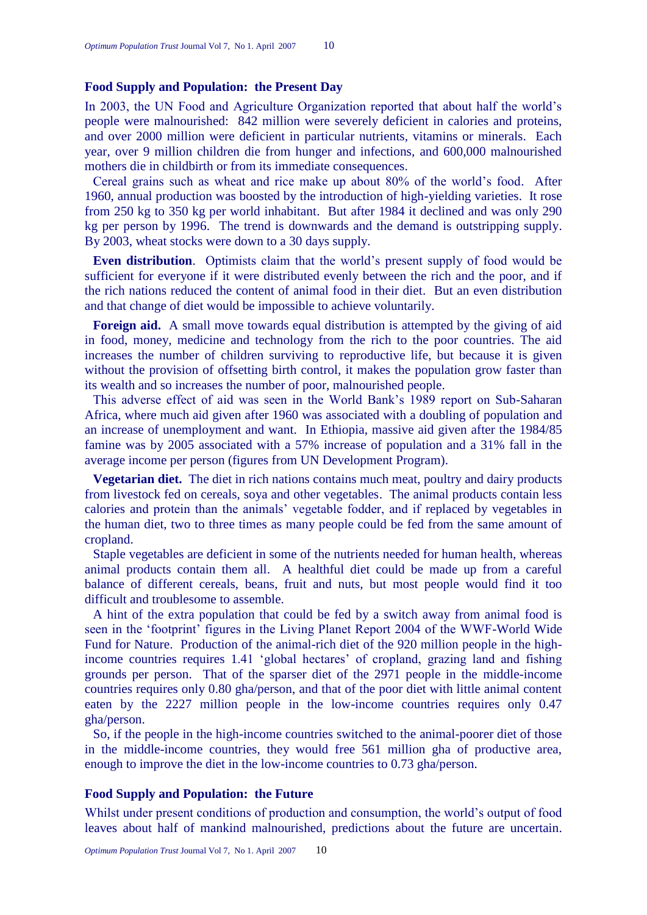## Food Supply and Population: the Present Day

In 2003, the UN Food and Agriculture Organization reported that about half the world's people were malnourished: 842 million were severely deficient in calories and proteins, and over 2000 million were deficient in particular nutrients, vitamins or minerals. Each year, over 9 million children die from hunger and infections, and 600,000 malnourished mothers die in childbirth or from its immediate consequences.

Cereal grains such as wheat and rice make up about 80% of the world's food. After 1960, annual production was boosted by the introduction of high-yielding varieties. It rose from 250 kg to 350 kg per world inhabitant. But after 1984 it declined and was only 290 kg per person by 1996. The trend is downwards and the demand is outstripping supply. By 2003, wheat stocks were down to a 30 days supply.

**Even distribution**. Optimists claim that the world's present supply of food would be sufficient for everyone if it were distributed evenly between the rich and the poor, and if the rich nations reduced the content of animal food in their diet. But an even distribution and that change of diet would be impossible to achieve voluntarily.

**Foreign aid.** A small move towards equal distribution is attempted by the giving of aid in food, money, medicine and technology from the rich to the poor countries. The aid increases the number of children surviving to reproductive life, but because it is given without the provision of offsetting birth control, it makes the population grow faster than its wealth and so increases the number of poor, malnourished people.

This adverse effect of aid was seen in the World Bank's 1989 report on Sub-Saharan Africa, where much aid given after 1960 was associated with a doubling of population and an increase of unemployment and want. In Ethiopia, massive aid given after the 1984/85 famine was by 2005 associated with a 57% increase of population and a 31% fall in the average income per person (figures from UN Development Program).

**Vegetarian diet.** The diet in rich nations contains much meat, poultry and dairy products from livestock fed on cereals, soya and other vegetables. The animal products contain less calories and protein than the animals' vegetable fodder, and if replaced by vegetables in the human diet, two to three times as many people could be fed from the same amount of cropland.

Staple vegetables are deficient in some of the nutrients needed for human health, whereas animal products contain them all. A healthful diet could be made up from a careful balance of different cereals, beans, fruit and nuts, but most people would find it too difficult and troublesome to assemble.

A hint of the extra population that could be fed by a switch away from animal food is seen in the 'footprint' figures in the Living Planet Report 2004 of the WWF-World Wide Fund for Nature. Production of the animal-rich diet of the 920 million people in the high-income countries requires 1.41 'global hectares' of cropland, grazing land and fishing grounds per person. That of the sparser diet of the 2971 people in the middle-income countries requires only 0.80 gha/person, and that of the poor diet with little animal content eaten by the 2227 million people in the low-income countries requires only 0.47 gha/person.

So, if the people in the high-income countries switched to the animal-poorer diet of those in the middle-income countries, they would free 561 million gha of productive area, enough to improve the diet in the low-income countries to 0.73 gha/person.

## Food Supply and Population: the Future

Whilst under present conditions of production and consumption, the world's output of food leaves about half of mankind malnourished, predictions about the future are uncertain.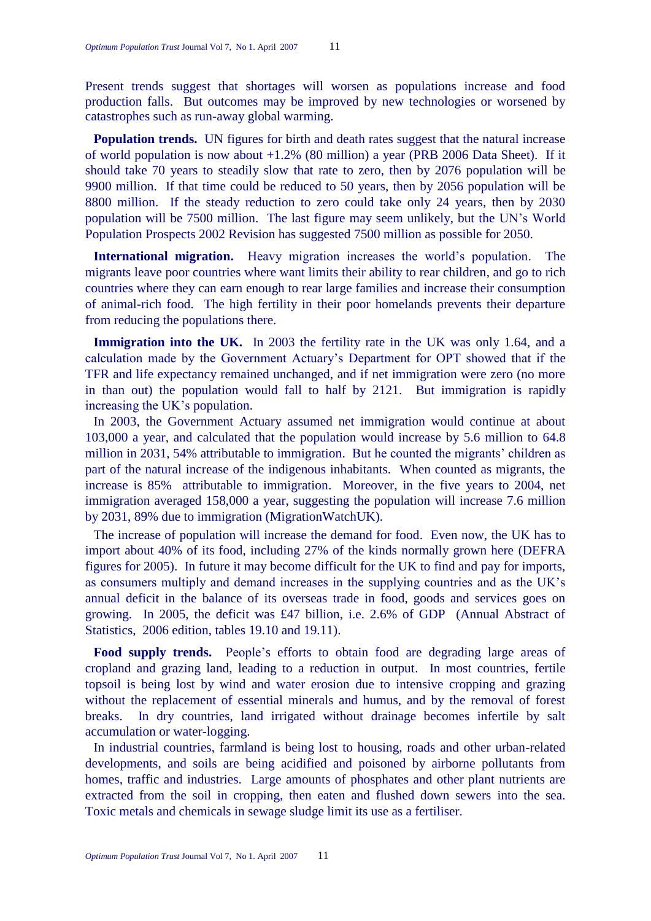Present trends suggest that shortages will worsen as populations increase and food production falls. But outcomes may be improved by new technologies or worsened by catastrophes such as run-away global warming.

**Population trends.** UN figures for birth and death rates suggest that the natural increase of world population is now about +1.2% (80 million) a year (PRB 2006 Data Sheet). If it should take 70 years to steadily slow that rate to zero, then by 2076 population will be 9900 million. If that time could be reduced to 50 years, then by 2056 population will be 8800 million. If the steady reduction to zero could take only 24 years, then by 2030 population will be 7500 million. The last figure may seem unlikely, but the UN's World Population Prospects 2002 Revision has suggested 7500 million as possible for 2050.

**International migration.** Heavy migration increases the world's population. The migrants leave poor countries where want limits their ability to rear children, and go to rich countries where they can earn enough to rear large families and increase their consumption of animal-rich food. The high fertility in their poor homelands prevents their departure from reducing the populations there.

**Immigration into the UK.** In 2003 the fertility rate in the UK was only 1.64, and a calculation made by the Government Actuary's Department for OPT showed that if the TFR and life expectancy remained unchanged, and if net immigration were zero (no more in than out) the population would fall to half by 2121. But immigration is rapidly increasing the UK's population.

In 2003, the Government Actuary assumed net immigration would continue at about 103,000 a year, and calculated that the population would increase by 5.6 million to 64.8 million in 2031, 54% attributable to immigration. But he counted the migrants' children as part of the natural increase of the indigenous inhabitants. When counted as migrants, the increase is 85% attributable to immigration. Moreover, in the five years to 2004, net immigration averaged 158,000 a year, suggesting the population will increase 7.6 million by 2031, 89% due to immigration (MigrationWatchUK).

The increase of population will increase the demand for food. Even now, the UK has to import about 40% of its food, including 27% of the kinds normally grown here (DEFRA figures for 2005). In future it may become difficult for the UK to find and pay for imports, as consumers multiply and demand increases in the supplying countries and as the UK's annual deficit in the balance of its overseas trade in food, goods and services goes on growing. In 2005, the deficit was £47 billion, i.e. 2.6% of GDP (Annual Abstract of Statistics, 2006 edition, tables 19.10 and 19.11).

**Food supply trends.** People's efforts to obtain food are degrading large areas of cropland and grazing land, leading to a reduction in output. In most countries, fertile topsoil is being lost by wind and water erosion due to intensive cropping and grazing without the replacement of essential minerals and humus, and by the removal of forest breaks. In dry countries, land irrigated without drainage becomes infertile by salt accumulation or water-logging.

In industrial countries, farmland is being lost to housing, roads and other urban-related developments, and soils are being acidified and poisoned by airborne pollutants from homes, traffic and industries. Large amounts of phosphates and other plant nutrients are extracted from the soil in cropping, then eaten and flushed down sewers into the sea. Toxic metals and chemicals in sewage sludge limit its use as a fertiliser.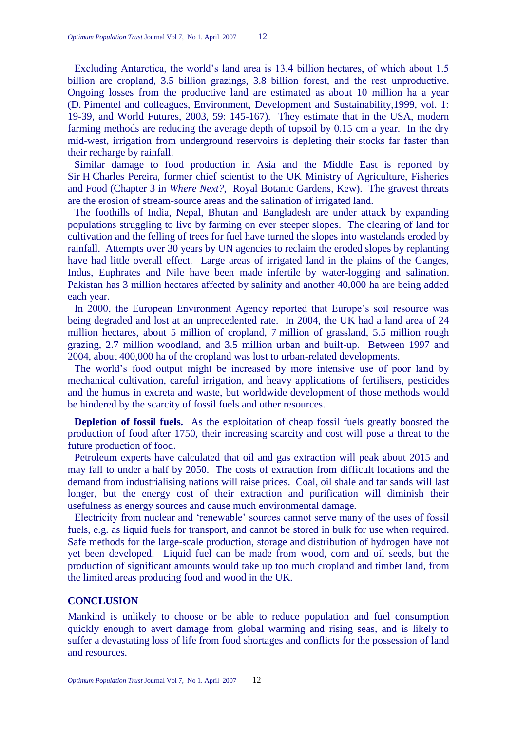Excluding Antarctica, the world's land area is 13.4 billion hectares, of which about 1.5 billion are cropland, 3.5 billion grazings, 3.8 billion forest, and the rest unproductive. Ongoing losses from the productive land are estimated as about 10 million ha a year (D. Pimentel and colleagues, Environment, Development and Sustainability,1999, vol. 1: 19-39, and World Futures, 2003, 59: 145-167). They estimate that in the USA, modern farming methods are reducing the average depth of topsoil by 0.15 cm a year. In the dry mid-west, irrigation from underground reservoirs is depleting their stocks far faster than their recharge by rainfall.

Similar damage to food production in Asia and the Middle East is reported by Sir H Charles Pereira, former chief scientist to the UK Ministry of Agriculture, Fisheries and Food (Chapter 3 in *Where Next?*, Royal Botanic Gardens, Kew). The gravest threats are the erosion of stream-source areas and the salination of irrigated land.

The foothills of India, Nepal, Bhutan and Bangladesh are under attack by expanding populations struggling to live by farming on ever steeper slopes. The clearing of land for cultivation and the felling of trees for fuel have turned the slopes into wastelands eroded by rainfall. Attempts over 30 years by UN agencies to reclaim the eroded slopes by replanting have had little overall effect. Large areas of irrigated land in the plains of the Ganges, Indus, Euphrates and Nile have been made infertile by water-logging and salination. Pakistan has 3 million hectares affected by salinity and another 40,000 ha are being added each year.

In 2000, the European Environment Agency reported that Europe's soil resource was being degraded and lost at an unprecedented rate. In 2004, the UK had a land area of 24 million hectares, about 5 million of cropland, 7 million of grassland, 5.5 million rough grazing, 2.7 million woodland, and 3.5 million urban and built-up. Between 1997 and 2004, about 400,000 ha of the cropland was lost to urban-related developments.

The world's food output might be increased by more intensive use of poor land by mechanical cultivation, careful irrigation, and heavy applications of fertilisers, pesticides and the humus in excreta and waste, but worldwide development of those methods would be hindered by the scarcity of fossil fuels and other resources.

**Depletion of fossil fuels.** As the exploitation of cheap fossil fuels greatly boosted the production of food after 1750, their increasing scarcity and cost will pose a threat to the future production of food.

Petroleum experts have calculated that oil and gas extraction will peak about 2015 and may fall to under a half by 2050. The costs of extraction from difficult locations and the demand from industrialising nations will raise prices. Coal, oil shale and tar sands will last longer, but the energy cost of their extraction and purification will diminish their usefulness as energy sources and cause much environmental damage.

Electricity from nuclear and 'renewable' sources cannot serve many of the uses of fossil fuels, e.g. as liquid fuels for transport, and cannot be stored in bulk for use when required. Safe methods for the large-scale production, storage and distribution of hydrogen have not yet been developed. Liquid fuel can be made from wood, corn and oil seeds, but the production of significant amounts would take up too much cropland and timber land, from the limited areas producing food and wood in the UK.

## CONCLUSION

Mankind is unlikely to choose or be able to reduce population and fuel consumption quickly enough to avert damage from global warming and rising seas, and is likely to suffer a devastating loss of life from food shortages and conflicts for the possession of land and resources.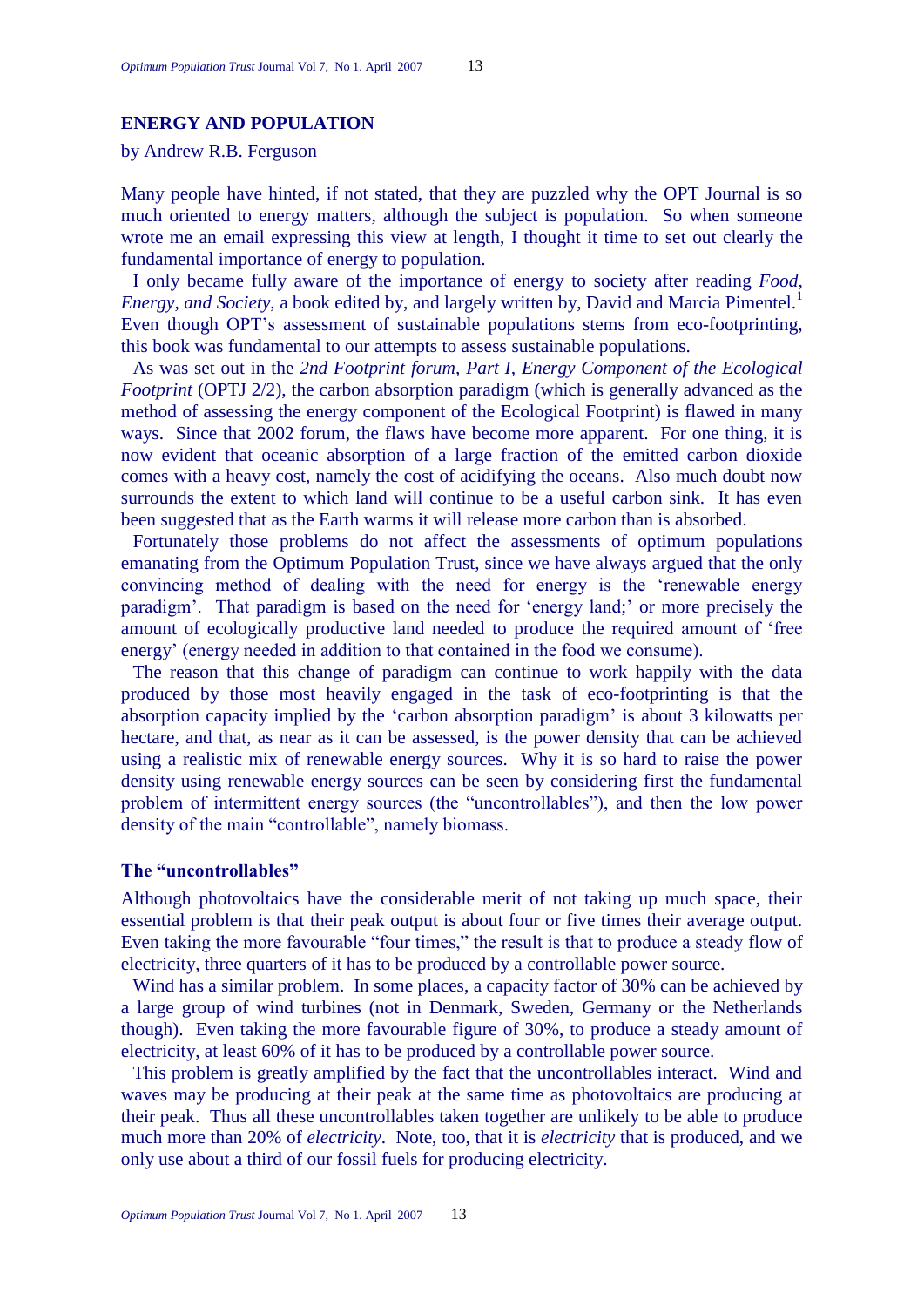## ENERGY AND POPULATION

by Andrew R.B. Ferguson

Many people have hinted, if not stated, that they are puzzled why the OPT Journal is so much oriented to energy matters, although the subject is population. So when someone wrote me an email expressing this view at length, I thought it time to set out clearly the fundamental importance of energy to population.

I only became fully aware of the importance of energy to society after reading *Food, Energy, and Society*, a book edited by, and largely written by, David and Marcia Pimentel.[1] Even though OPT's assessment of sustainable populations stems from eco-footprinting, this book was fundamental to our attempts to assess sustainable populations.

As was set out in the *2nd Footprint forum, Part I, Energy Component of the Ecological Footprint* (OPTJ 2/2), the carbon absorption paradigm (which is generally advanced as the method of assessing the energy component of the Ecological Footprint) is flawed in many ways. Since that 2002 forum, the flaws have become more apparent. For one thing, it is now evident that oceanic absorption of a large fraction of the emitted carbon dioxide comes with a heavy cost, namely the cost of acidifying the oceans. Also much doubt now surrounds the extent to which land will continue to be a useful carbon sink. It has even been suggested that as the Earth warms it will release more carbon than is absorbed.

Fortunately those problems do not affect the assessments of optimum populations emanating from the Optimum Population Trust, since we have always argued that the only convincing method of dealing with the need for energy is the 'renewable energy paradigm'. That paradigm is based on the need for 'energy land;' or more precisely the amount of ecologically productive land needed to produce the required amount of 'free energy' (energy needed in addition to that contained in the food we consume).

The reason that this change of paradigm can continue to work happily with the data produced by those most heavily engaged in the task of eco-footprinting is that the absorption capacity implied by the 'carbon absorption paradigm' is about 3 kilowatts per hectare, and that, as near as it can be assessed, is the power density that can be achieved using a realistic mix of renewable energy sources. Why it is so hard to raise the power density using renewable energy sources can be seen by considering first the fundamental problem of intermittent energy sources (the "uncontrollables"), and then the low power density of the main "controllable", namely biomass.

### The "uncontrollables"

Although photovoltaics have the considerable merit of not taking up much space, their essential problem is that their peak output is about four or five times their average output. Even taking the more favourable "four times," the result is that to produce a steady flow of electricity, three quarters of it has to be produced by a controllable power source.

Wind has a similar problem. In some places, a capacity factor of 30% can be achieved by a large group of wind turbines (not in Denmark, Sweden, Germany or the Netherlands though). Even taking the more favourable figure of 30%, to produce a steady amount of electricity, at least 60% of it has to be produced by a controllable power source.

This problem is greatly amplified by the fact that the uncontrollables interact. Wind and waves may be producing at their peak at the same time as photovoltaics are producing at their peak. Thus all these uncontrollables taken together are unlikely to be able to produce much more than 20% of *electricity*. Note, too, that it is *electricity* that is produced, and we only use about a third of our fossil fuels for producing electricity.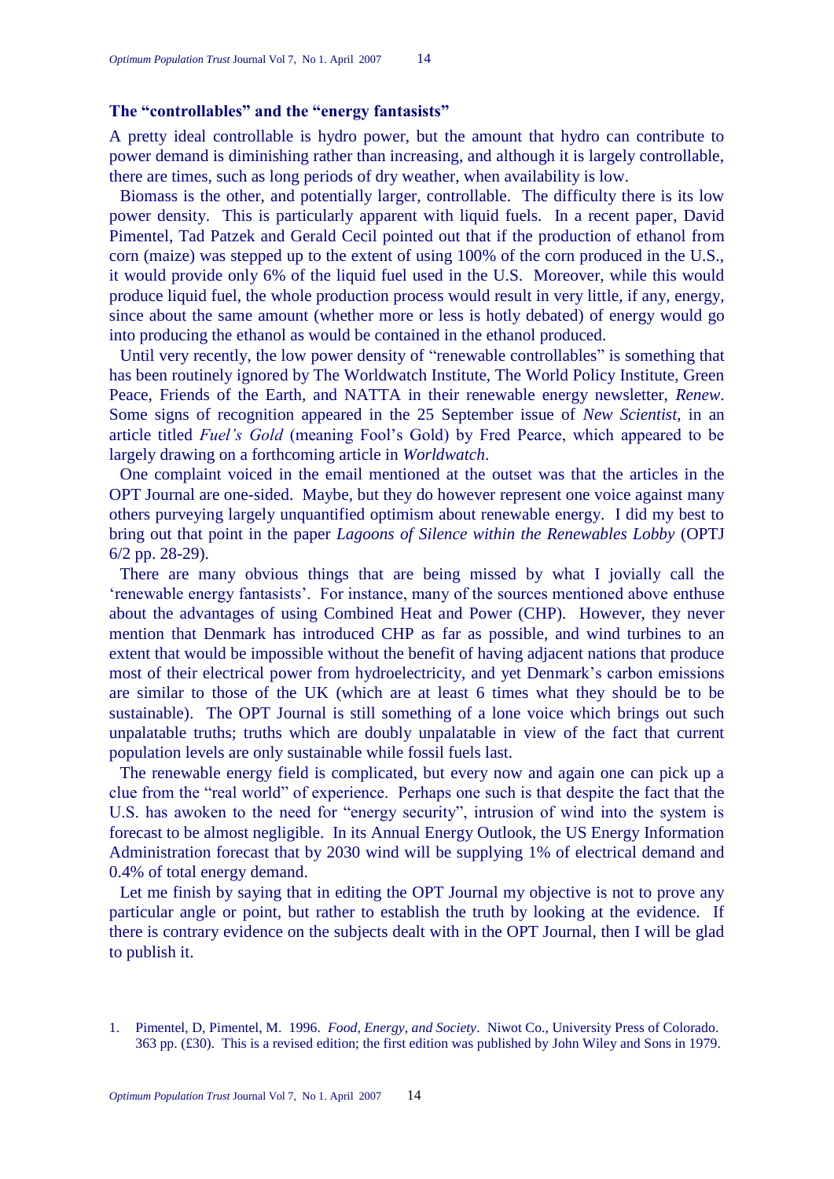### The "controllables" and the "energy fantasists"

A pretty ideal controllable is hydro power, but the amount that hydro can contribute to power demand is diminishing rather than increasing, and although it is largely controllable, there are times, such as long periods of dry weather, when availability is low.

Biomass is the other, and potentially larger, controllable. The difficulty there is its low power density. This is particularly apparent with liquid fuels. In a recent paper, David Pimentel, Tad Patzek and Gerald Cecil pointed out that if the production of ethanol from corn (maize) was stepped up to the extent of using 100% of the corn produced in the U.S., it would provide only 6% of the liquid fuel used in the U.S. Moreover, while this would produce liquid fuel, the whole production process would result in very little, if any, energy, since about the same amount (whether more or less is hotly debated) of energy would go into producing the ethanol as would be contained in the ethanol produced.

Until very recently, the low power density of "renewable controllables" is something that has been routinely ignored by The Worldwatch Institute, The World Policy Institute, Green Peace, Friends of the Earth, and NATTA in their renewable energy newsletter, *Renew*. Some signs of recognition appeared in the 25 September issue of *New Scientist*, in an article titled *Fuel's Gold* (meaning Fool's Gold) by Fred Pearce, which appeared to be largely drawing on a forthcoming article in *Worldwatch*.

One complaint voiced in the email mentioned at the outset was that the articles in the OPT Journal are one-sided. Maybe, but they do however represent one voice against many others purveying largely unquantified optimism about renewable energy. I did my best to bring out that point in the paper *Lagoons of Silence within the Renewables Lobby* (OPTJ 6/2 pp. 28-29).

There are many obvious things that are being missed by what I jovially call the 'renewable energy fantasists'. For instance, many of the sources mentioned above enthuse about the advantages of using Combined Heat and Power (CHP). However, they never mention that Denmark has introduced CHP as far as possible, and wind turbines to an extent that would be impossible without the benefit of having adjacent nations that produce most of their electrical power from hydroelectricity, and yet Denmark's carbon emissions are similar to those of the UK (which are at least 6 times what they should be to be sustainable). The OPT Journal is still something of a lone voice which brings out such unpalatable truths; truths which are doubly unpalatable in view of the fact that current population levels are only sustainable while fossil fuels last.

The renewable energy field is complicated, but every now and again one can pick up a clue from the "real world" of experience. Perhaps one such is that despite the fact that the U.S. has awoken to the need for "energy security", intrusion of wind into the system is forecast to be almost negligible. In its Annual Energy Outlook, the US Energy Information Administration forecast that by 2030 wind will be supplying 1% of electrical demand and 0.4% of total energy demand.

Let me finish by saying that in editing the OPT Journal my objective is not to prove any particular angle or point, but rather to establish the truth by looking at the evidence. If there is contrary evidence on the subjects dealt with in the OPT Journal, then I will be glad to publish it.

1. Pimentel, D, Pimentel, M. 1996. *Food, Energy, and Society*. Niwot Co., University Press of Colorado. 363 pp. (£30). This is a revised edition; the first edition was published by John Wiley and Sons in 1979.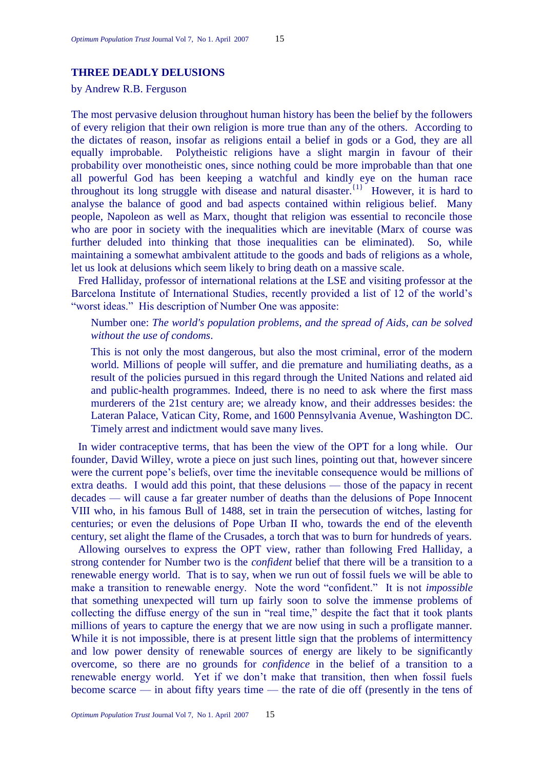## THREE DEADLY DELUSIONS

by Andrew R.B. Ferguson

The most pervasive delusion throughout human history has been the belief by the followers of every religion that their own religion is more true than any of the others. According to the dictates of reason, insofar as religions entail a belief in gods or a God, they are all equally improbable. Polytheistic religions have a slight margin in favour of their probability over monotheistic ones, since nothing could be more improbable than that one all powerful God has been keeping a watchful and kindly eye on the human race throughout its long struggle with disease and natural disaster.{1} However, it is hard to analyse the balance of good and bad aspects contained within religious belief. Many people, Napoleon as well as Marx, thought that religion was essential to reconcile those who are poor in society with the inequalities which are inevitable (Marx of course was further deluded into thinking that those inequalities can be eliminated). So, while maintaining a somewhat ambivalent attitude to the goods and bads of religions as a whole, let us look at delusions which seem likely to bring death on a massive scale.

Fred Halliday, professor of international relations at the LSE and visiting professor at the Barcelona Institute of International Studies, recently provided a list of 12 of the world's "worst ideas." His description of Number One was apposite:

> Number one: *The world's population problems, and the spread of Aids, can be solved without the use of condoms*.
>
> This is not only the most dangerous, but also the most criminal, error of the modern world. Millions of people will suffer, and die premature and humiliating deaths, as a result of the policies pursued in this regard through the United Nations and related aid and public-health programmes. Indeed, there is no need to ask where the first mass murderers of the 21st century are; we already know, and their addresses besides: the Lateran Palace, Vatican City, Rome, and 1600 Pennsylvania Avenue, Washington DC. Timely arrest and indictment would save many lives.

In wider contraceptive terms, that has been the view of the OPT for a long while. Our founder, David Willey, wrote a piece on just such lines, pointing out that, however sincere were the current pope's beliefs, over time the inevitable consequence would be millions of extra deaths. I would add this point, that these delusions — those of the papacy in recent decades — will cause a far greater number of deaths than the delusions of Pope Innocent VIII who, in his famous Bull of 1488, set in train the persecution of witches, lasting for centuries; or even the delusions of Pope Urban II who, towards the end of the eleventh century, set alight the flame of the Crusades, a torch that was to burn for hundreds of years.

Allowing ourselves to express the OPT view, rather than following Fred Halliday, a strong contender for Number two is the *confident* belief that there will be a transition to a renewable energy world. That is to say, when we run out of fossil fuels we will be able to make a transition to renewable energy. Note the word "confident." It is not *impossible* that something unexpected will turn up fairly soon to solve the immense problems of collecting the diffuse energy of the sun in "real time," despite the fact that it took plants millions of years to capture the energy that we are now using in such a profligate manner. While it is not impossible, there is at present little sign that the problems of intermittency and low power density of renewable sources of energy are likely to be significantly overcome, so there are no grounds for *confidence* in the belief of a transition to a renewable energy world. Yet if we don't make that transition, then when fossil fuels become scarce — in about fifty years time — the rate of die off (presently in the tens of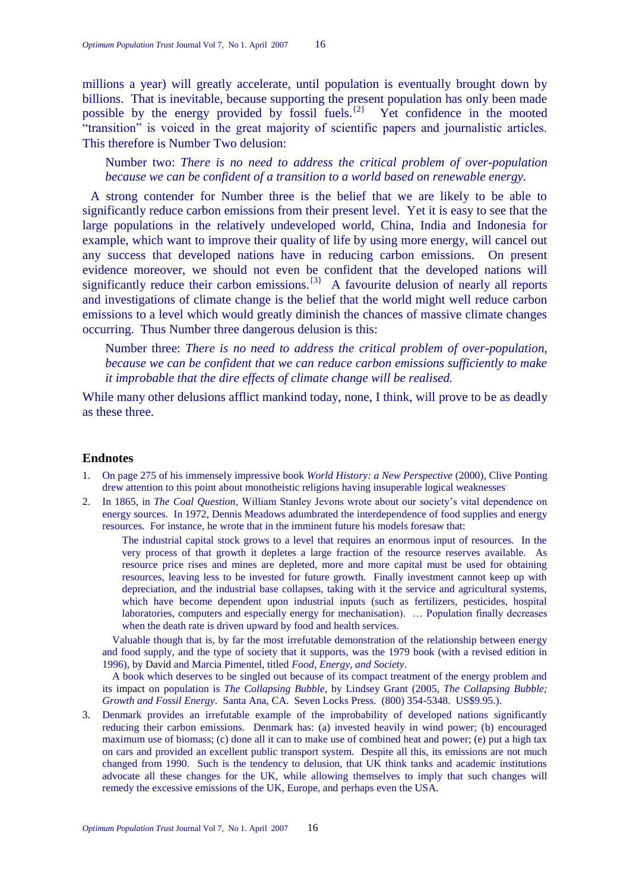millions a year) will greatly accelerate, until population is eventually brought down by billions. That is inevitable, because supporting the present population has only been made possible by the energy provided by fossil fuels.{2} Yet confidence in the mooted "transition" is voiced in the great majority of scientific papers and journalistic articles. This therefore is Number Two delusion:

> Number two: *There is no need to address the critical problem of over-population because we can be confident of a transition to a world based on renewable energy.*

A strong contender for Number three is the belief that we are likely to be able to significantly reduce carbon emissions from their present level. Yet it is easy to see that the large populations in the relatively undeveloped world, China, India and Indonesia for example, which want to improve their quality of life by using more energy, will cancel out any success that developed nations have in reducing carbon emissions. On present evidence moreover, we should not even be confident that the developed nations will significantly reduce their carbon emissions.{3} A favourite delusion of nearly all reports and investigations of climate change is the belief that the world might well reduce carbon emissions to a level which would greatly diminish the chances of massive climate changes occurring. Thus Number three dangerous delusion is this:

> Number three: *There is no need to address the critical problem of over-population, because we can be confident that we can reduce carbon emissions sufficiently to make it improbable that the dire effects of climate change will be realised.*

While many other delusions afflict mankind today, none, I think, will prove to be as deadly as these three.

## Endnotes

1. On page 275 of his immensely impressive book *World History: a New Perspective* (2000), Clive Ponting drew attention to this point about monotheistic religions having insuperable logical weaknesses.
2. In 1865, in *The Coal Question*, William Stanley Jevons wrote about our society's vital dependence on energy sources. In 1972, Dennis Meadows adumbrated the interdependence of food supplies and energy resources. For instance, he wrote that in the imminent future his models foresaw that:

   > The industrial capital stock grows to a level that requires an enormous input of resources. In the very process of that growth it depletes a large fraction of the resource reserves available. As resource price rises and mines are depleted, more and more capital must be used for obtaining resources, leaving less to be invested for future growth. Finally investment cannot keep up with depreciation, and the industrial base collapses, taking with it the service and agricultural systems, which have become dependent upon industrial inputs (such as fertilizers, pesticides, hospital laboratories, computers and especially energy for mechanisation). … Population finally decreases when the death rate is driven upward by food and health services.

   Valuable though that is, by far the most irrefutable demonstration of the relationship between energy and food supply, and the type of society that it supports, was the 1979 book (with a revised edition in 1996), by David and Marcia Pimentel, titled *Food, Energy, and Society*.

   A book which deserves to be singled out because of its compact treatment of the energy problem and its impact on population is *The Collapsing Bubble*, by Lindsey Grant (2005, *The Collapsing Bubble; Growth and Fossil Energy*. Santa Ana, CA. Seven Locks Press. (800) 354-5348. US$9.95.).
3. Denmark provides an irrefutable example of the improbability of developed nations significantly reducing their carbon emissions. Denmark has: (a) invested heavily in wind power; (b) encouraged maximum use of biomass; (c) done all it can to make use of combined heat and power; (e) put a high tax on cars and provided an excellent public transport system. Despite all this, its emissions are not much changed from 1990. Such is the tendency to delusion, that UK think tanks and academic institutions advocate all these changes for the UK, while allowing themselves to imply that such changes will remedy the excessive emissions of the UK, Europe, and perhaps even the USA.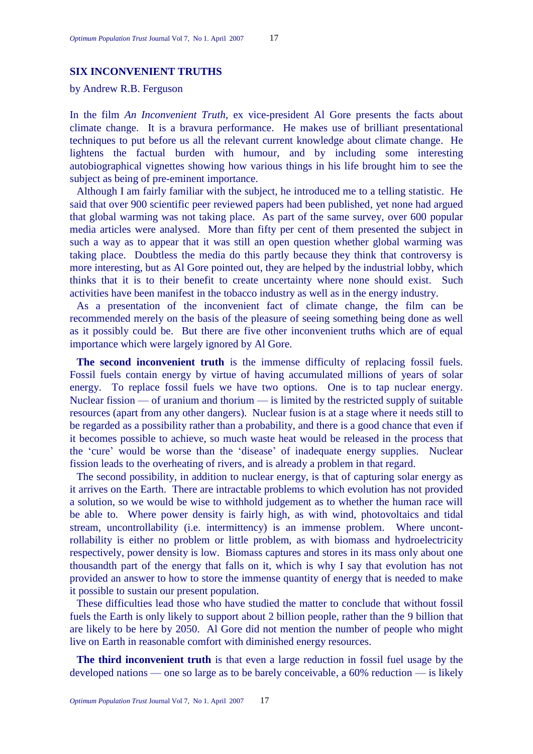## SIX INCONVENIENT TRUTHS

by Andrew R.B. Ferguson

In the film *An Inconvenient Truth*, ex vice-president Al Gore presents the facts about climate change. It is a bravura performance. He makes use of brilliant presentational techniques to put before us all the relevant current knowledge about climate change. He lightens the factual burden with humour, and by including some interesting autobiographical vignettes showing how various things in his life brought him to see the subject as being of pre-eminent importance.

Although I am fairly familiar with the subject, he introduced me to a telling statistic. He said that over 900 scientific peer reviewed papers had been published, yet none had argued that global warming was not taking place. As part of the same survey, over 600 popular media articles were analysed. More than fifty per cent of them presented the subject in such a way as to appear that it was still an open question whether global warming was taking place. Doubtless the media do this partly because they think that controversy is more interesting, but as Al Gore pointed out, they are helped by the industrial lobby, which thinks that it is to their benefit to create uncertainty where none should exist. Such activities have been manifest in the tobacco industry as well as in the energy industry.

As a presentation of the inconvenient fact of climate change, the film can be recommended merely on the basis of the pleasure of seeing something being done as well as it possibly could be. But there are five other inconvenient truths which are of equal importance which were largely ignored by Al Gore.

**The second inconvenient truth** is the immense difficulty of replacing fossil fuels. Fossil fuels contain energy by virtue of having accumulated millions of years of solar energy. To replace fossil fuels we have two options. One is to tap nuclear energy. Nuclear fission — of uranium and thorium — is limited by the restricted supply of suitable resources (apart from any other dangers). Nuclear fusion is at a stage where it needs still to be regarded as a possibility rather than a probability, and there is a good chance that even if it becomes possible to achieve, so much waste heat would be released in the process that the 'cure' would be worse than the 'disease' of inadequate energy supplies. Nuclear fission leads to the overheating of rivers, and is already a problem in that regard.

The second possibility, in addition to nuclear energy, is that of capturing solar energy as it arrives on the Earth. There are intractable problems to which evolution has not provided a solution, so we would be wise to withhold judgement as to whether the human race will be able to. Where power density is fairly high, as with wind, photovoltaics and tidal stream, uncontrollability (i.e. intermittency) is an immense problem. Where uncontrollability is either no problem or little problem, as with biomass and hydroelectricity respectively, power density is low. Biomass captures and stores in its mass only about one thousandth part of the energy that falls on it, which is why I say that evolution has not provided an answer to how to store the immense quantity of energy that is needed to make it possible to sustain our present population.

These difficulties lead those who have studied the matter to conclude that without fossil fuels the Earth is only likely to support about 2 billion people, rather than the 9 billion that are likely to be here by 2050. Al Gore did not mention the number of people who might live on Earth in reasonable comfort with diminished energy resources.

**The third inconvenient truth** is that even a large reduction in fossil fuel usage by the developed nations — one so large as to be barely conceivable, a 60% reduction — is likely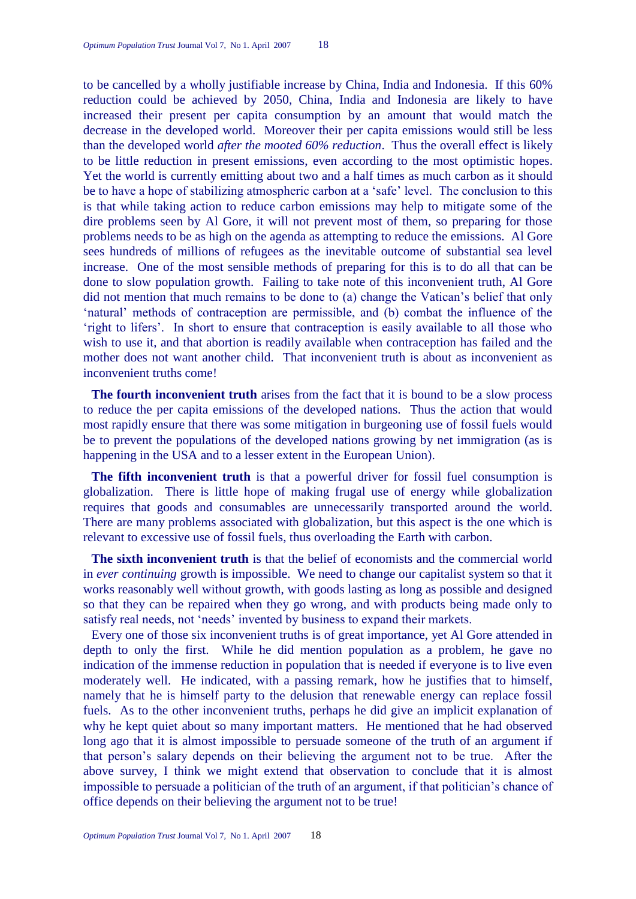to be cancelled by a wholly justifiable increase by China, India and Indonesia. If this 60% reduction could be achieved by 2050, China, India and Indonesia are likely to have increased their present per capita consumption by an amount that would match the decrease in the developed world. Moreover their per capita emissions would still be less than the developed world *after the mooted 60% reduction*. Thus the overall effect is likely to be little reduction in present emissions, even according to the most optimistic hopes. Yet the world is currently emitting about two and a half times as much carbon as it should be to have a hope of stabilizing atmospheric carbon at a 'safe' level. The conclusion to this is that while taking action to reduce carbon emissions may help to mitigate some of the dire problems seen by Al Gore, it will not prevent most of them, so preparing for those problems needs to be as high on the agenda as attempting to reduce the emissions. Al Gore sees hundreds of millions of refugees as the inevitable outcome of substantial sea level increase. One of the most sensible methods of preparing for this is to do all that can be done to slow population growth. Failing to take note of this inconvenient truth, Al Gore did not mention that much remains to be done to (a) change the Vatican's belief that only 'natural' methods of contraception are permissible, and (b) combat the influence of the 'right to lifers'. In short to ensure that contraception is easily available to all those who wish to use it, and that abortion is readily available when contraception has failed and the mother does not want another child. That inconvenient truth is about as inconvenient as inconvenient truths come!

**The fourth inconvenient truth** arises from the fact that it is bound to be a slow process to reduce the per capita emissions of the developed nations. Thus the action that would most rapidly ensure that there was some mitigation in burgeoning use of fossil fuels would be to prevent the populations of the developed nations growing by net immigration (as is happening in the USA and to a lesser extent in the European Union).

**The fifth inconvenient truth** is that a powerful driver for fossil fuel consumption is globalization. There is little hope of making frugal use of energy while globalization requires that goods and consumables are unnecessarily transported around the world. There are many problems associated with globalization, but this aspect is the one which is relevant to excessive use of fossil fuels, thus overloading the Earth with carbon.

**The sixth inconvenient truth** is that the belief of economists and the commercial world in *ever continuing* growth is impossible. We need to change our capitalist system so that it works reasonably well without growth, with goods lasting as long as possible and designed so that they can be repaired when they go wrong, and with products being made only to satisfy real needs, not 'needs' invented by business to expand their markets.

Every one of those six inconvenient truths is of great importance, yet Al Gore attended in depth to only the first. While he did mention population as a problem, he gave no indication of the immense reduction in population that is needed if everyone is to live even moderately well. He indicated, with a passing remark, how he justifies that to himself, namely that he is himself party to the delusion that renewable energy can replace fossil fuels. As to the other inconvenient truths, perhaps he did give an implicit explanation of why he kept quiet about so many important matters. He mentioned that he had observed long ago that it is almost impossible to persuade someone of the truth of an argument if that person's salary depends on their believing the argument not to be true. After the above survey, I think we might extend that observation to conclude that it is almost impossible to persuade a politician of the truth of an argument, if that politician's chance of office depends on their believing the argument not to be true!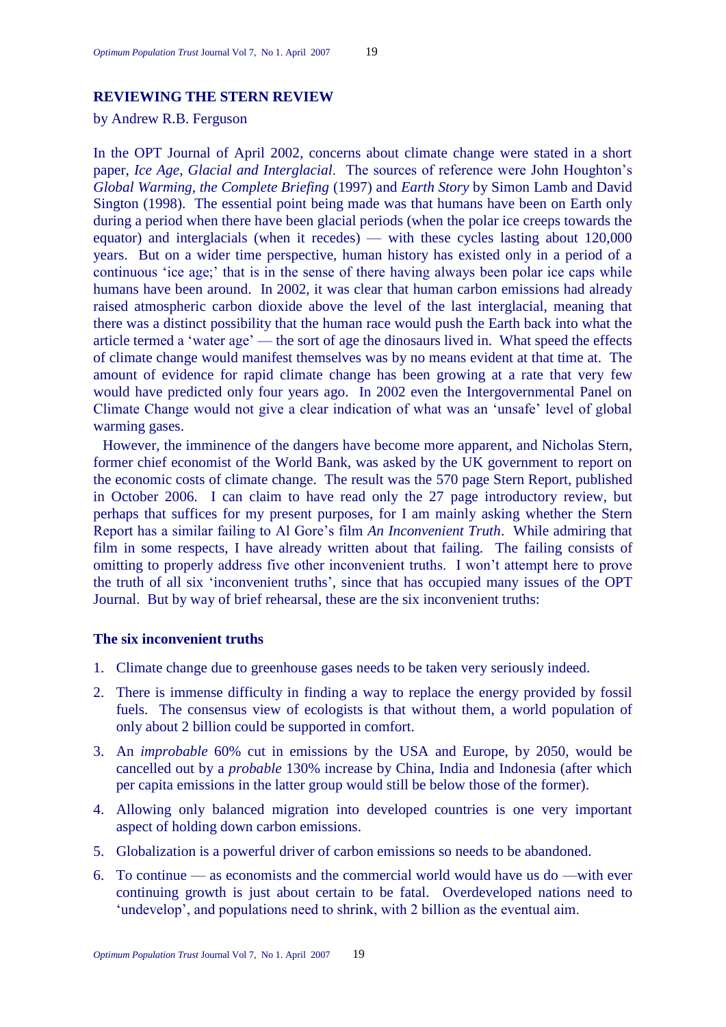## REVIEWING THE STERN REVIEW

by Andrew R.B. Ferguson

In the OPT Journal of April 2002, concerns about climate change were stated in a short paper, *Ice Age, Glacial and Interglacial*. The sources of reference were John Houghton's *Global Warming, the Complete Briefing* (1997) and *Earth Story* by Simon Lamb and David Sington (1998). The essential point being made was that humans have been on Earth only during a period when there have been glacial periods (when the polar ice creeps towards the equator) and interglacials (when it recedes) — with these cycles lasting about 120,000 years. But on a wider time perspective, human history has existed only in a period of a continuous 'ice age;' that is in the sense of there having always been polar ice caps while humans have been around. In 2002, it was clear that human carbon emissions had already raised atmospheric carbon dioxide above the level of the last interglacial, meaning that there was a distinct possibility that the human race would push the Earth back into what the article termed a 'water age' — the sort of age the dinosaurs lived in. What speed the effects of climate change would manifest themselves was by no means evident at that time at. The amount of evidence for rapid climate change has been growing at a rate that very few would have predicted only four years ago. In 2002 even the Intergovernmental Panel on Climate Change would not give a clear indication of what was an 'unsafe' level of global warming gases.

However, the imminence of the dangers have become more apparent, and Nicholas Stern, former chief economist of the World Bank, was asked by the UK government to report on the economic costs of climate change. The result was the 570 page Stern Report, published in October 2006. I can claim to have read only the 27 page introductory review, but perhaps that suffices for my present purposes, for I am mainly asking whether the Stern Report has a similar failing to Al Gore's film *An Inconvenient Truth*. While admiring that film in some respects, I have already written about that failing. The failing consists of omitting to properly address five other inconvenient truths. I won't attempt here to prove the truth of all six 'inconvenient truths', since that has occupied many issues of the OPT Journal. But by way of brief rehearsal, these are the six inconvenient truths:

### The six inconvenient truths

1. Climate change due to greenhouse gases needs to be taken very seriously indeed.
2. There is immense difficulty in finding a way to replace the energy provided by fossil fuels. The consensus view of ecologists is that without them, a world population of only about 2 billion could be supported in comfort.
3. An *improbable* 60% cut in emissions by the USA and Europe, by 2050, would be cancelled out by a *probable* 130% increase by China, India and Indonesia (after which per capita emissions in the latter group would still be below those of the former).
4. Allowing only balanced migration into developed countries is one very important aspect of holding down carbon emissions.
5. Globalization is a powerful driver of carbon emissions so needs to be abandoned.
6. To continue — as economists and the commercial world would have us do —with ever continuing growth is just about certain to be fatal. Overdeveloped nations need to 'undevelop', and populations need to shrink, with 2 billion as the eventual aim.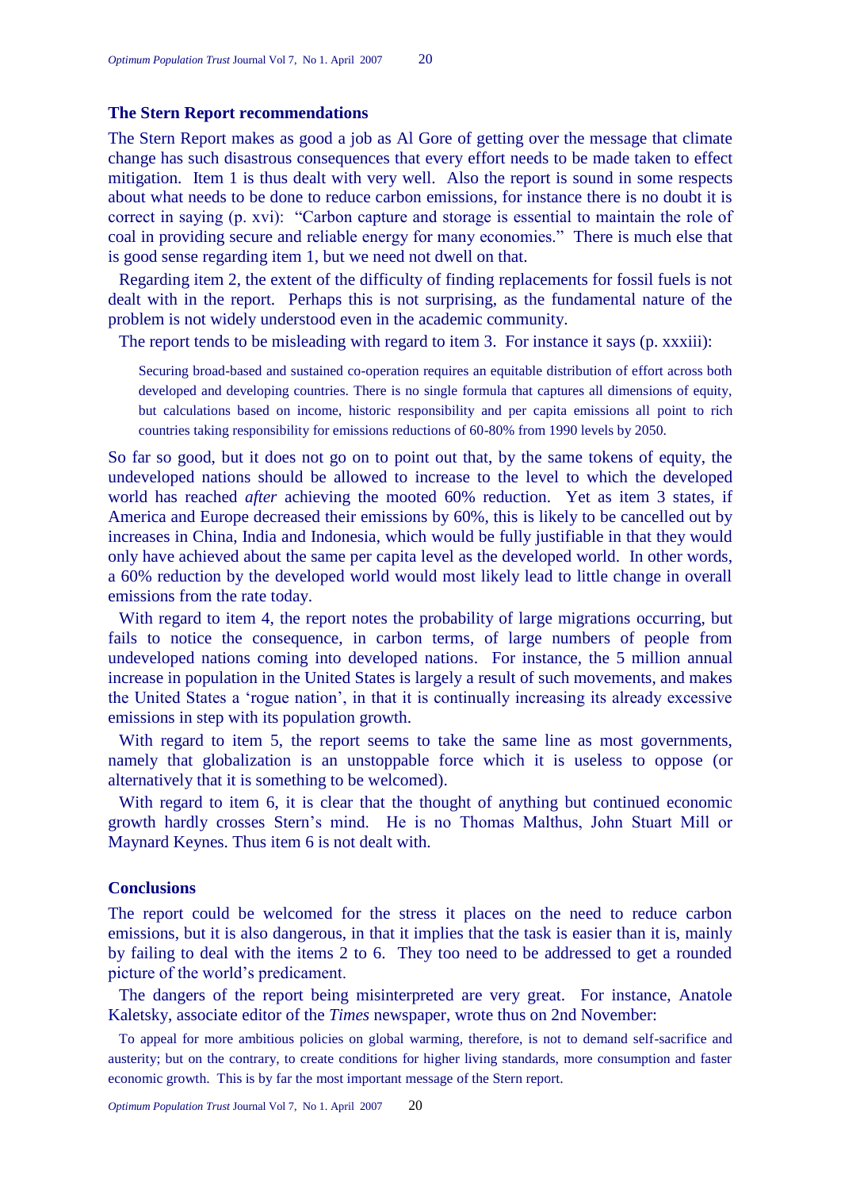### The Stern Report recommendations

The Stern Report makes as good a job as Al Gore of getting over the message that climate change has such disastrous consequences that every effort needs to be made taken to effect mitigation. Item 1 is thus dealt with very well. Also the report is sound in some respects about what needs to be done to reduce carbon emissions, for instance there is no doubt it is correct in saying (p. xvi): "Carbon capture and storage is essential to maintain the role of coal in providing secure and reliable energy for many economies." There is much else that is good sense regarding item 1, but we need not dwell on that.

Regarding item 2, the extent of the difficulty of finding replacements for fossil fuels is not dealt with in the report. Perhaps this is not surprising, as the fundamental nature of the problem is not widely understood even in the academic community.

The report tends to be misleading with regard to item 3. For instance it says (p. xxxiii):

> Securing broad-based and sustained co-operation requires an equitable distribution of effort across both developed and developing countries. There is no single formula that captures all dimensions of equity, but calculations based on income, historic responsibility and per capita emissions all point to rich countries taking responsibility for emissions reductions of 60-80% from 1990 levels by 2050.

So far so good, but it does not go on to point out that, by the same tokens of equity, the undeveloped nations should be allowed to increase to the level to which the developed world has reached *after* achieving the mooted 60% reduction. Yet as item 3 states, if America and Europe decreased their emissions by 60%, this is likely to be cancelled out by increases in China, India and Indonesia, which would be fully justifiable in that they would only have achieved about the same per capita level as the developed world. In other words, a 60% reduction by the developed world would most likely lead to little change in overall emissions from the rate today.

With regard to item 4, the report notes the probability of large migrations occurring, but fails to notice the consequence, in carbon terms, of large numbers of people from undeveloped nations coming into developed nations. For instance, the 5 million annual increase in population in the United States is largely a result of such movements, and makes the United States a 'rogue nation', in that it is continually increasing its already excessive emissions in step with its population growth.

With regard to item 5, the report seems to take the same line as most governments, namely that globalization is an unstoppable force which it is useless to oppose (or alternatively that it is something to be welcomed).

With regard to item 6, it is clear that the thought of anything but continued economic growth hardly crosses Stern's mind. He is no Thomas Malthus, John Stuart Mill or Maynard Keynes. Thus item 6 is not dealt with.

### Conclusions

The report could be welcomed for the stress it places on the need to reduce carbon emissions, but it is also dangerous, in that it implies that the task is easier than it is, mainly by failing to deal with the items 2 to 6. They too need to be addressed to get a rounded picture of the world's predicament.

The dangers of the report being misinterpreted are very great. For instance, Anatole Kaletsky, associate editor of the *Times* newspaper, wrote thus on 2nd November:

> To appeal for more ambitious policies on global warming, therefore, is not to demand self-sacrifice and austerity; but on the contrary, to create conditions for higher living standards, more consumption and faster economic growth. This is by far the most important message of the Stern report.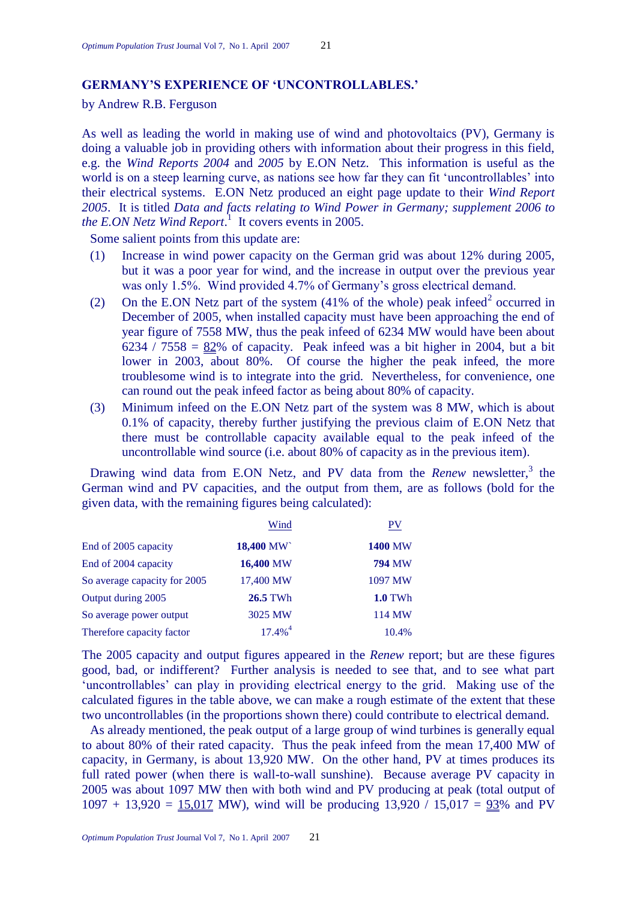## GERMANY'S EXPERIENCE OF 'UNCONTROLLABLES.'

by Andrew R.B. Ferguson

As well as leading the world in making use of wind and photovoltaics (PV), Germany is doing a valuable job in providing others with information about their progress in this field, e.g. the *Wind Reports 2004* and *2005* by E.ON Netz. This information is useful as the world is on a steep learning curve, as nations see how far they can fit 'uncontrollables' into their electrical systems. E.ON Netz produced an eight page update to their *Wind Report 2005*. It is titled *Data and facts relating to Wind Power in Germany; supplement 2006 to the E.ON Netz Wind Report*.[1] It covers events in 2005.

Some salient points from this update are:

(1) Increase in wind power capacity on the German grid was about 12% during 2005, but it was a poor year for wind, and the increase in output over the previous year was only 1.5%. Wind provided 4.7% of Germany's gross electrical demand.

(2) On the E.ON Netz part of the system (41% of the whole) peak infeed[2] occurred in December of 2005, when installed capacity must have been approaching the end of year figure of 7558 MW, thus the peak infeed of 6234 MW would have been about 6234 / 7558 = 82% of capacity. Peak infeed was a bit higher in 2004, but a bit lower in 2003, about 80%. Of course the higher the peak infeed, the more troublesome wind is to integrate into the grid. Nevertheless, for convenience, one can round out the peak infeed factor as being about 80% of capacity.

(3) Minimum infeed on the E.ON Netz part of the system was 8 MW, which is about 0.1% of capacity, thereby further justifying the previous claim of E.ON Netz that there must be controllable capacity available equal to the peak infeed of the uncontrollable wind source (i.e. about 80% of capacity as in the previous item).

Drawing wind data from E.ON Netz, and PV data from the *Renew* newsletter,[3] the German wind and PV capacities, and the output from them, are as follows (bold for the given data, with the remaining figures being calculated):

| | Wind | PV |
|---|---|---|
| End of 2005 capacity | **18,400** MW` | **1400** MW |
| End of 2004 capacity | **16,400** MW | **794** MW |
| So average capacity for 2005 | 17,400 MW | 1097 MW |
| Output during 2005 | **26.5** TWh | **1.0** TWh |
| So average power output | 3025 MW | 114 MW |
| Therefore capacity factor | 17.4%[4] | 10.4% |

The 2005 capacity and output figures appeared in the *Renew* report; but are these figures good, bad, or indifferent? Further analysis is needed to see that, and to see what part 'uncontrollables' can play in providing electrical energy to the grid. Making use of the calculated figures in the table above, we can make a rough estimate of the extent that these two uncontrollables (in the proportions shown there) could contribute to electrical demand.

As already mentioned, the peak output of a large group of wind turbines is generally equal to about 80% of their rated capacity. Thus the peak infeed from the mean 17,400 MW of capacity, in Germany, is about 13,920 MW. On the other hand, PV at times produces its full rated power (when there is wall-to-wall sunshine). Because average PV capacity in 2005 was about 1097 MW then with both wind and PV producing at peak (total output of 1097 + 13,920 = 15,017 MW), wind will be producing 13,920 / 15,017 = 93% and PV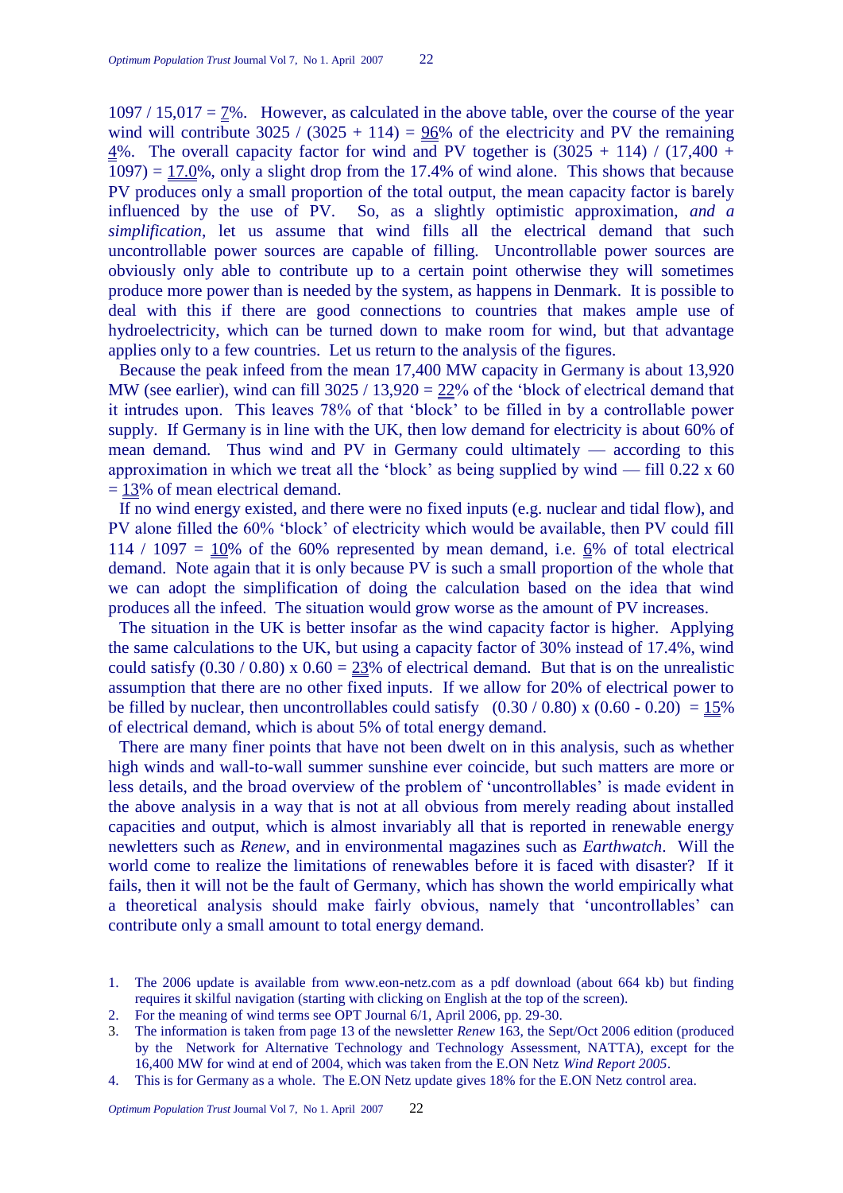1097 / 15,017 = 7%. However, as calculated in the above table, over the course of the year wind will contribute 3025 / (3025 + 114) = 96% of the electricity and PV the remaining 4%. The overall capacity factor for wind and PV together is (3025 + 114) / (17,400 + 1097) = 17.0%, only a slight drop from the 17.4% of wind alone. This shows that because PV produces only a small proportion of the total output, the mean capacity factor is barely influenced by the use of PV. So, as a slightly optimistic approximation, *and a simplification*, let us assume that wind fills all the electrical demand that such uncontrollable power sources are capable of filling. Uncontrollable power sources are obviously only able to contribute up to a certain point otherwise they will sometimes produce more power than is needed by the system, as happens in Denmark. It is possible to deal with this if there are good connections to countries that makes ample use of hydroelectricity, which can be turned down to make room for wind, but that advantage applies only to a few countries. Let us return to the analysis of the figures.

Because the peak infeed from the mean 17,400 MW capacity in Germany is about 13,920 MW (see earlier), wind can fill 3025 / 13,920 = 22% of the 'block of electrical demand that it intrudes upon. This leaves 78% of that 'block' to be filled in by a controllable power supply. If Germany is in line with the UK, then low demand for electricity is about 60% of mean demand. Thus wind and PV in Germany could ultimately — according to this approximation in which we treat all the 'block' as being supplied by wind — fill 0.22 x 60 = 13% of mean electrical demand.

If no wind energy existed, and there were no fixed inputs (e.g. nuclear and tidal flow), and PV alone filled the 60% 'block' of electricity which would be available, then PV could fill 114 / 1097 = 10% of the 60% represented by mean demand, i.e. 6% of total electrical demand. Note again that it is only because PV is such a small proportion of the whole that we can adopt the simplification of doing the calculation based on the idea that wind produces all the infeed. The situation would grow worse as the amount of PV increases.

The situation in the UK is better insofar as the wind capacity factor is higher. Applying the same calculations to the UK, but using a capacity factor of 30% instead of 17.4%, wind could satisfy (0.30 / 0.80) x 0.60 = 23% of electrical demand. But that is on the unrealistic assumption that there are no other fixed inputs. If we allow for 20% of electrical power to be filled by nuclear, then uncontrollables could satisfy (0.30 / 0.80) x (0.60 - 0.20) = 15% of electrical demand, which is about 5% of total energy demand.

There are many finer points that have not been dwelt on in this analysis, such as whether high winds and wall-to-wall summer sunshine ever coincide, but such matters are more or less details, and the broad overview of the problem of 'uncontrollables' is made evident in the above analysis in a way that is not at all obvious from merely reading about installed capacities and output, which is almost invariably all that is reported in renewable energy newletters such as *Renew*, and in environmental magazines such as *Earthwatch*. Will the world come to realize the limitations of renewables before it is faced with disaster? If it fails, then it will not be the fault of Germany, which has shown the world empirically what a theoretical analysis should make fairly obvious, namely that 'uncontrollables' can contribute only a small amount to total energy demand.

1. The 2006 update is available from www.eon-netz.com as a pdf download (about 664 kb) but finding requires it skilful navigation (starting with clicking on English at the top of the screen).
2. For the meaning of wind terms see OPT Journal 6/1, April 2006, pp. 29-30.
3. The information is taken from page 13 of the newsletter *Renew* 163, the Sept/Oct 2006 edition (produced by the Network for Alternative Technology and Technology Assessment, NATTA), except for the 16,400 MW for wind at end of 2004, which was taken from the E.ON Netz *Wind Report 2005*.
4. This is for Germany as a whole. The E.ON Netz update gives 18% for the E.ON Netz control area.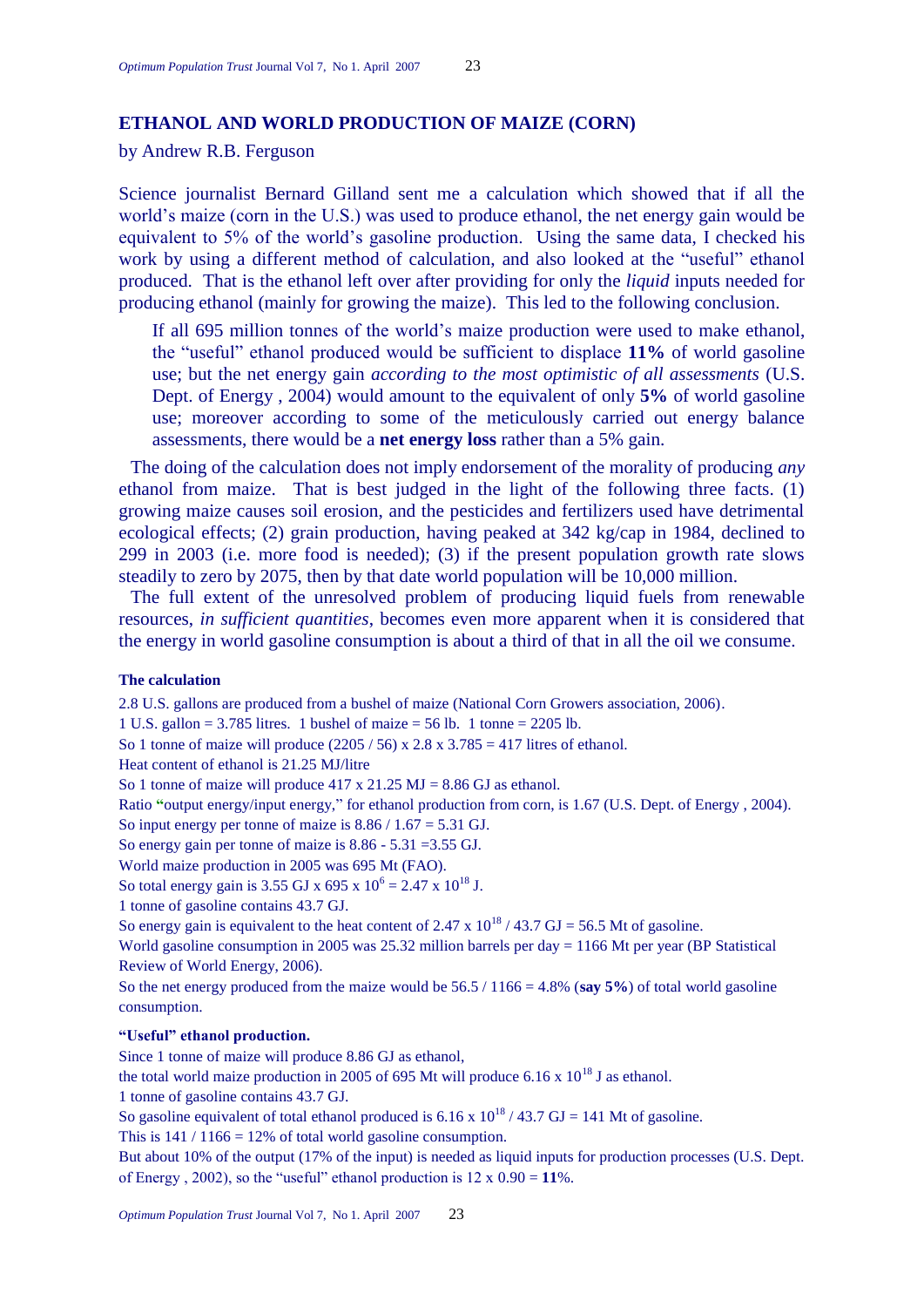## ETHANOL AND WORLD PRODUCTION OF MAIZE (CORN)

by Andrew R.B. Ferguson

Science journalist Bernard Gilland sent me a calculation which showed that if all the world's maize (corn in the U.S.) was used to produce ethanol, the net energy gain would be equivalent to 5% of the world's gasoline production. Using the same data, I checked his work by using a different method of calculation, and also looked at the "useful" ethanol produced. That is the ethanol left over after providing for only the *liquid* inputs needed for producing ethanol (mainly for growing the maize). This led to the following conclusion.

> If all 695 million tonnes of the world's maize production were used to make ethanol, the "useful" ethanol produced would be sufficient to displace **11%** of world gasoline use; but the net energy gain *according to the most optimistic of all assessments* (U.S. Dept. of Energy , 2004) would amount to the equivalent of only **5%** of world gasoline use; moreover according to some of the meticulously carried out energy balance assessments, there would be a **net energy loss** rather than a 5% gain.

The doing of the calculation does not imply endorsement of the morality of producing *any* ethanol from maize. That is best judged in the light of the following three facts. (1) growing maize causes soil erosion, and the pesticides and fertilizers used have detrimental ecological effects; (2) grain production, having peaked at 342 kg/cap in 1984, declined to 299 in 2003 (i.e. more food is needed); (3) if the present population growth rate slows steadily to zero by 2075, then by that date world population will be 10,000 million.

The full extent of the unresolved problem of producing liquid fuels from renewable resources, *in sufficient quantities*, becomes even more apparent when it is considered that the energy in world gasoline consumption is about a third of that in all the oil we consume.

### The calculation

2.8 U.S. gallons are produced from a bushel of maize (National Corn Growers association, 2006).
1 U.S. gallon = 3.785 litres. 1 bushel of maize = 56 lb. 1 tonne = 2205 lb.
So 1 tonne of maize will produce (2205 / 56) x 2.8 x 3.785 = 417 litres of ethanol.
Heat content of ethanol is 21.25 MJ/litre
So 1 tonne of maize will produce 417 x 21.25 MJ = 8.86 GJ as ethanol.
Ratio "output energy/input energy," for ethanol production from corn, is 1.67 (U.S. Dept. of Energy , 2004).
So input energy per tonne of maize is 8.86 / 1.67 = 5.31 GJ.
So energy gain per tonne of maize is 8.86 - 5.31 =3.55 GJ.
World maize production in 2005 was 695 Mt (FAO).
So total energy gain is 3.55 GJ x 695 x $10^6$ = 2.47 x $10^{18}$ J.
1 tonne of gasoline contains 43.7 GJ.
So energy gain is equivalent to the heat content of 2.47 x $10^{18}$ / 43.7 GJ = 56.5 Mt of gasoline.
World gasoline consumption in 2005 was 25.32 million barrels per day = 1166 Mt per year (BP Statistical Review of World Energy, 2006).
So the net energy produced from the maize would be 56.5 / 1166 = 4.8% (**say 5%**) of total world gasoline consumption.

### "Useful" ethanol production.

Since 1 tonne of maize will produce 8.86 GJ as ethanol,
the total world maize production in 2005 of 695 Mt will produce 6.16 x $10^{18}$ J as ethanol.
1 tonne of gasoline contains 43.7 GJ.
So gasoline equivalent of total ethanol produced is 6.16 x $10^{18}$ / 43.7 GJ = 141 Mt of gasoline.
This is 141 / 1166 = 12% of total world gasoline consumption.
But about 10% of the output (17% of the input) is needed as liquid inputs for production processes (U.S. Dept. of Energy , 2002), so the "useful" ethanol production is 12 x 0.90 = **11**%.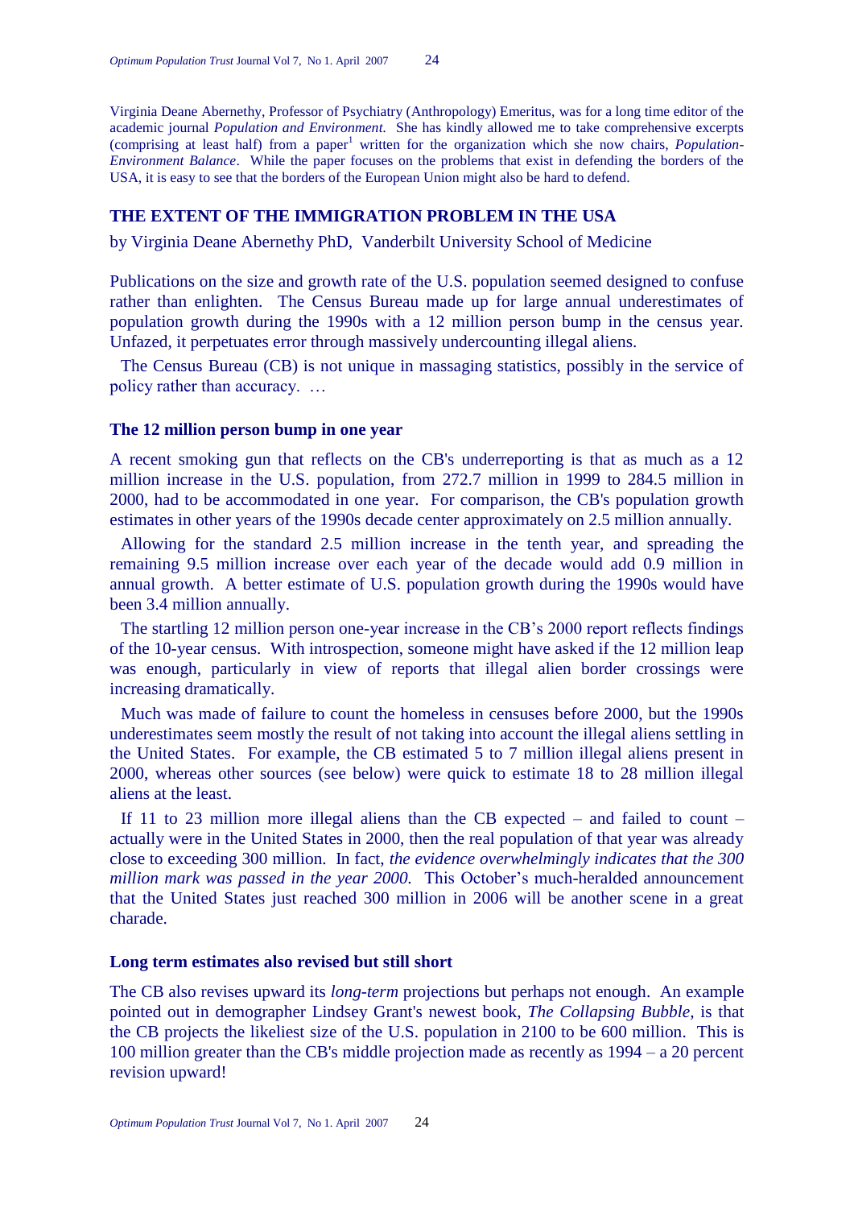Virginia Deane Abernethy, Professor of Psychiatry (Anthropology) Emeritus, was for a long time editor of the academic journal *Population and Environment.* She has kindly allowed me to take comprehensive excerpts (comprising at least half) from a paper[1] written for the organization which she now chairs, *Population-Environment Balance*. While the paper focuses on the problems that exist in defending the borders of the USA, it is easy to see that the borders of the European Union might also be hard to defend.

## THE EXTENT OF THE IMMIGRATION PROBLEM IN THE USA

by Virginia Deane Abernethy PhD, Vanderbilt University School of Medicine

Publications on the size and growth rate of the U.S. population seemed designed to confuse rather than enlighten. The Census Bureau made up for large annual underestimates of population growth during the 1990s with a 12 million person bump in the census year. Unfazed, it perpetuates error through massively undercounting illegal aliens.

The Census Bureau (CB) is not unique in massaging statistics, possibly in the service of policy rather than accuracy. …

### The 12 million person bump in one year

A recent smoking gun that reflects on the CB's underreporting is that as much as a 12 million increase in the U.S. population, from 272.7 million in 1999 to 284.5 million in 2000, had to be accommodated in one year. For comparison, the CB's population growth estimates in other years of the 1990s decade center approximately on 2.5 million annually.

Allowing for the standard 2.5 million increase in the tenth year, and spreading the remaining 9.5 million increase over each year of the decade would add 0.9 million in annual growth. A better estimate of U.S. population growth during the 1990s would have been 3.4 million annually.

The startling 12 million person one-year increase in the CB's 2000 report reflects findings of the 10-year census. With introspection, someone might have asked if the 12 million leap was enough, particularly in view of reports that illegal alien border crossings were increasing dramatically.

Much was made of failure to count the homeless in censuses before 2000, but the 1990s underestimates seem mostly the result of not taking into account the illegal aliens settling in the United States. For example, the CB estimated 5 to 7 million illegal aliens present in 2000, whereas other sources (see below) were quick to estimate 18 to 28 million illegal aliens at the least.

If 11 to 23 million more illegal aliens than the CB expected – and failed to count – actually were in the United States in 2000, then the real population of that year was already close to exceeding 300 million. In fact, *the evidence overwhelmingly indicates that the 300 million mark was passed in the year 2000.* This October's much-heralded announcement that the United States just reached 300 million in 2006 will be another scene in a great charade.

### Long term estimates also revised but still short

The CB also revises upward its *long-term* projections but perhaps not enough. An example pointed out in demographer Lindsey Grant's newest book, *The Collapsing Bubble,* is that the CB projects the likeliest size of the U.S. population in 2100 to be 600 million. This is 100 million greater than the CB's middle projection made as recently as 1994 – a 20 percent revision upward!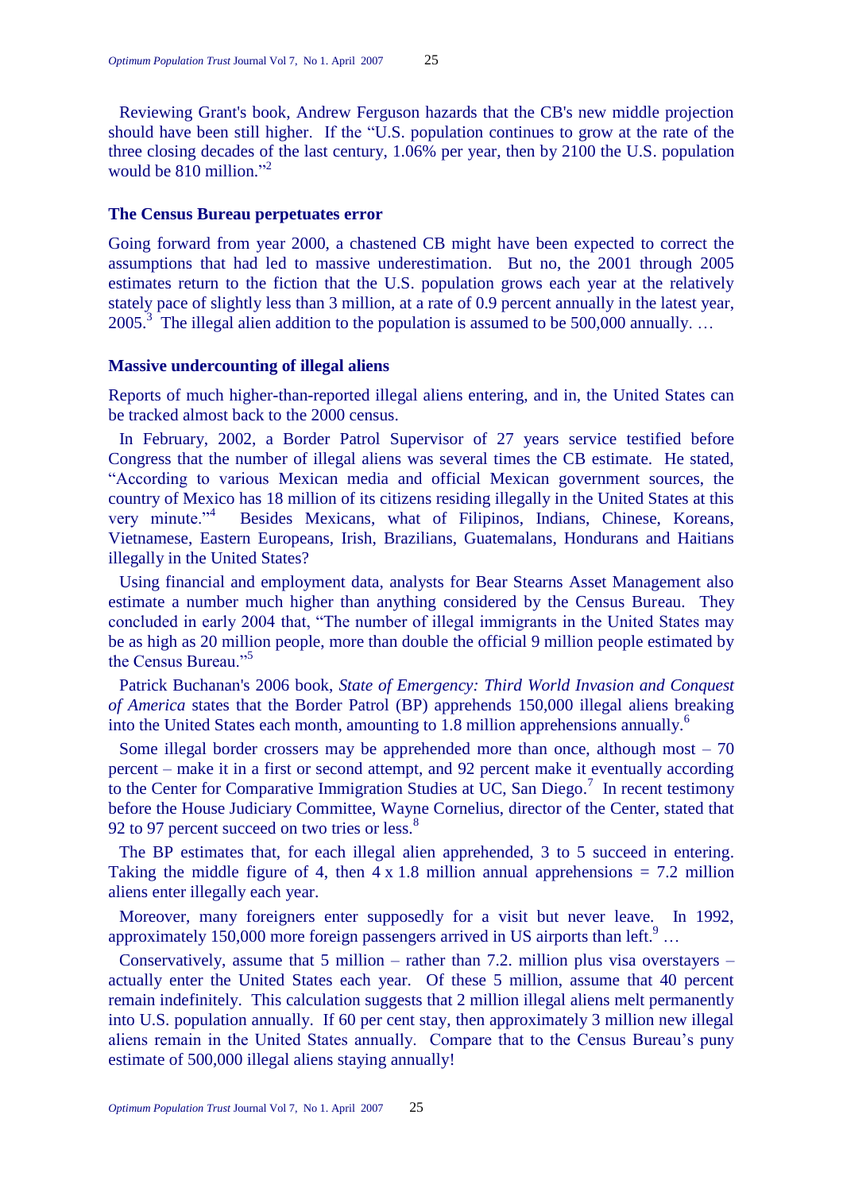Reviewing Grant's book, Andrew Ferguson hazards that the CB's new middle projection should have been still higher. If the "U.S. population continues to grow at the rate of the three closing decades of the last century, 1.06% per year, then by 2100 the U.S. population would be 810 million."[2]

### The Census Bureau perpetuates error

Going forward from year 2000, a chastened CB might have been expected to correct the assumptions that had led to massive underestimation. But no, the 2001 through 2005 estimates return to the fiction that the U.S. population grows each year at the relatively stately pace of slightly less than 3 million, at a rate of 0.9 percent annually in the latest year, 2005.[3] The illegal alien addition to the population is assumed to be 500,000 annually. …

### Massive undercounting of illegal aliens

Reports of much higher-than-reported illegal aliens entering, and in, the United States can be tracked almost back to the 2000 census.

In February, 2002, a Border Patrol Supervisor of 27 years service testified before Congress that the number of illegal aliens was several times the CB estimate. He stated, "According to various Mexican media and official Mexican government sources, the country of Mexico has 18 million of its citizens residing illegally in the United States at this very minute."[4] Besides Mexicans, what of Filipinos, Indians, Chinese, Koreans, Vietnamese, Eastern Europeans, Irish, Brazilians, Guatemalans, Hondurans and Haitians illegally in the United States?

Using financial and employment data, analysts for Bear Stearns Asset Management also estimate a number much higher than anything considered by the Census Bureau. They concluded in early 2004 that, "The number of illegal immigrants in the United States may be as high as 20 million people, more than double the official 9 million people estimated by the Census Bureau."[5]

Patrick Buchanan's 2006 book, *State of Emergency: Third World Invasion and Conquest of America* states that the Border Patrol (BP) apprehends 150,000 illegal aliens breaking into the United States each month, amounting to 1.8 million apprehensions annually.[6]

Some illegal border crossers may be apprehended more than once, although most – 70 percent – make it in a first or second attempt, and 92 percent make it eventually according to the Center for Comparative Immigration Studies at UC, San Diego.[7] In recent testimony before the House Judiciary Committee, Wayne Cornelius, director of the Center, stated that 92 to 97 percent succeed on two tries or less.[8]

The BP estimates that, for each illegal alien apprehended, 3 to 5 succeed in entering. Taking the middle figure of 4, then 4 x 1.8 million annual apprehensions = 7.2 million aliens enter illegally each year.

Moreover, many foreigners enter supposedly for a visit but never leave. In 1992, approximately 150,000 more foreign passengers arrived in US airports than left.[9] …

Conservatively, assume that 5 million – rather than 7.2. million plus visa overstayers – actually enter the United States each year. Of these 5 million, assume that 40 percent remain indefinitely. This calculation suggests that 2 million illegal aliens melt permanently into U.S. population annually. If 60 per cent stay, then approximately 3 million new illegal aliens remain in the United States annually. Compare that to the Census Bureau's puny estimate of 500,000 illegal aliens staying annually!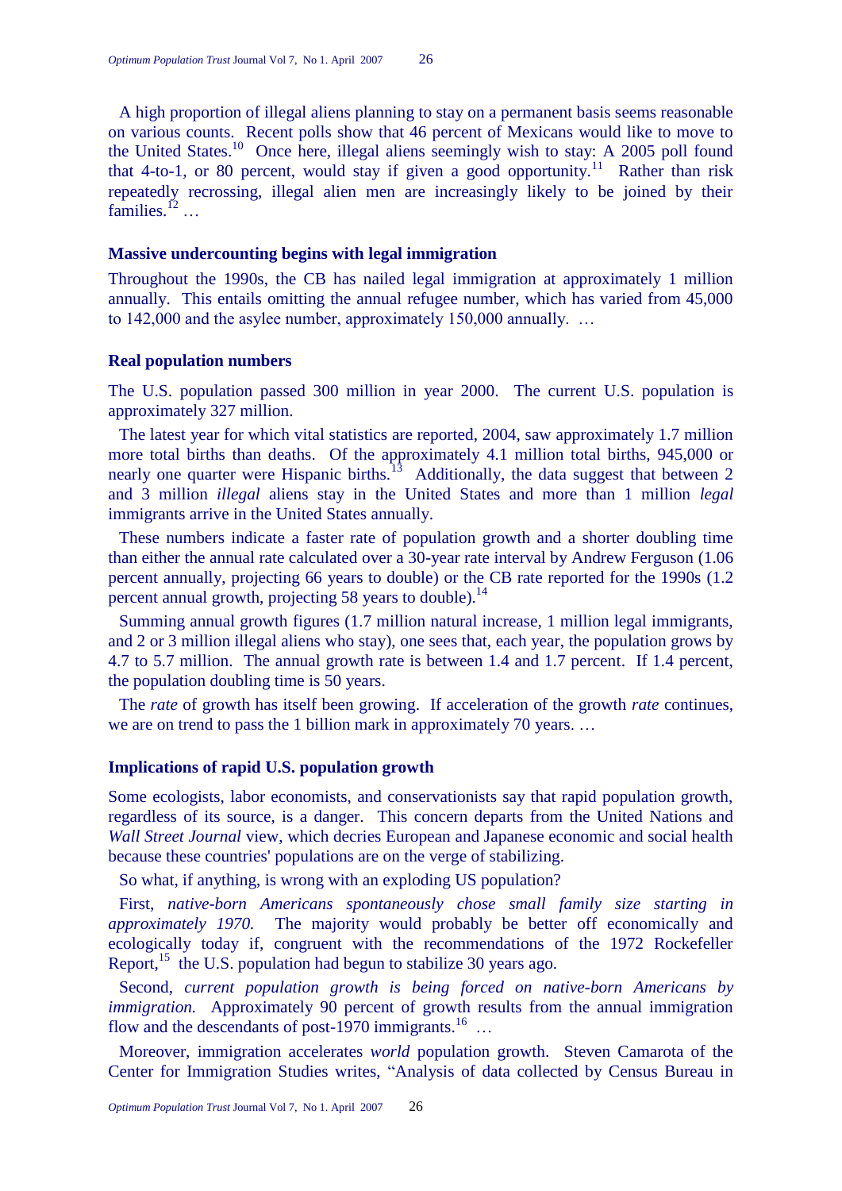A high proportion of illegal aliens planning to stay on a permanent basis seems reasonable on various counts. Recent polls show that 46 percent of Mexicans would like to move to the United States.[10] Once here, illegal aliens seemingly wish to stay: A 2005 poll found that 4-to-1, or 80 percent, would stay if given a good opportunity.[11] Rather than risk repeatedly recrossing, illegal alien men are increasingly likely to be joined by their families.[12] …

### Massive undercounting begins with legal immigration

Throughout the 1990s, the CB has nailed legal immigration at approximately 1 million annually. This entails omitting the annual refugee number, which has varied from 45,000 to 142,000 and the asylee number, approximately 150,000 annually. …

### Real population numbers

The U.S. population passed 300 million in year 2000. The current U.S. population is approximately 327 million.

The latest year for which vital statistics are reported, 2004, saw approximately 1.7 million more total births than deaths. Of the approximately 4.1 million total births, 945,000 or nearly one quarter were Hispanic births.[13] Additionally, the data suggest that between 2 and 3 million *illegal* aliens stay in the United States and more than 1 million *legal* immigrants arrive in the United States annually.

These numbers indicate a faster rate of population growth and a shorter doubling time than either the annual rate calculated over a 30-year rate interval by Andrew Ferguson (1.06 percent annually, projecting 66 years to double) or the CB rate reported for the 1990s (1.2 percent annual growth, projecting 58 years to double).[14]

Summing annual growth figures (1.7 million natural increase, 1 million legal immigrants, and 2 or 3 million illegal aliens who stay), one sees that, each year, the population grows by 4.7 to 5.7 million. The annual growth rate is between 1.4 and 1.7 percent. If 1.4 percent, the population doubling time is 50 years.

The *rate* of growth has itself been growing. If acceleration of the growth *rate* continues, we are on trend to pass the 1 billion mark in approximately 70 years. …

### Implications of rapid U.S. population growth

Some ecologists, labor economists, and conservationists say that rapid population growth, regardless of its source, is a danger. This concern departs from the United Nations and *Wall Street Journal* view, which decries European and Japanese economic and social health because these countries' populations are on the verge of stabilizing.

So what, if anything, is wrong with an exploding US population?

First, *native-born Americans spontaneously chose small family size starting in approximately 1970.* The majority would probably be better off economically and ecologically today if, congruent with the recommendations of the 1972 Rockefeller Report,[15] the U.S. population had begun to stabilize 30 years ago.

Second, *current population growth is being forced on native-born Americans by immigration.* Approximately 90 percent of growth results from the annual immigration flow and the descendants of post-1970 immigrants.[16] …

Moreover, immigration accelerates *world* population growth. Steven Camarota of the Center for Immigration Studies writes, "Analysis of data collected by Census Bureau in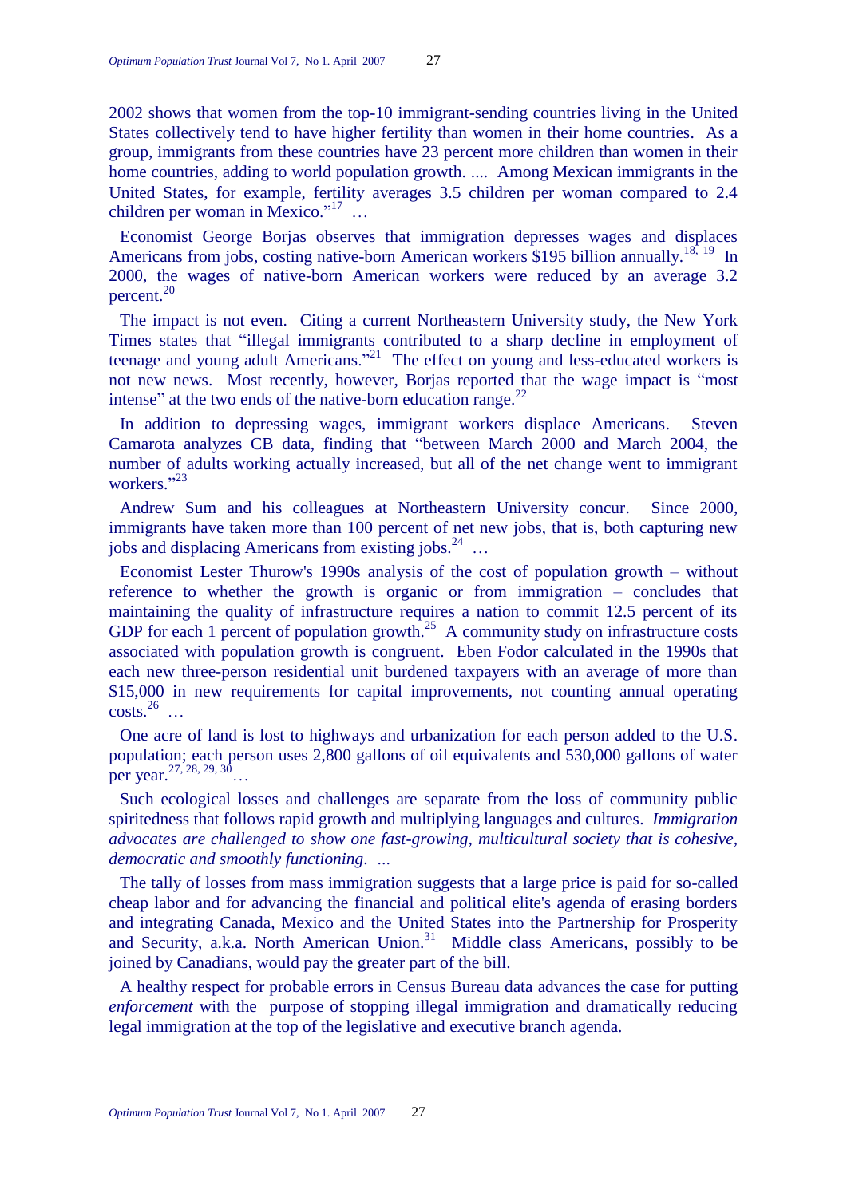2002 shows that women from the top-10 immigrant-sending countries living in the United States collectively tend to have higher fertility than women in their home countries. As a group, immigrants from these countries have 23 percent more children than women in their home countries, adding to world population growth. .... Among Mexican immigrants in the United States, for example, fertility averages 3.5 children per woman compared to 2.4 children per woman in Mexico."[17] …

Economist George Borjas observes that immigration depresses wages and displaces Americans from jobs, costing native-born American workers $195 billion annually.[18, 19] In 2000, the wages of native-born American workers were reduced by an average 3.2 percent.[20]

The impact is not even. Citing a current Northeastern University study, the New York Times states that "illegal immigrants contributed to a sharp decline in employment of teenage and young adult Americans."[21] The effect on young and less-educated workers is not new news. Most recently, however, Borjas reported that the wage impact is "most intense" at the two ends of the native-born education range.[22]

In addition to depressing wages, immigrant workers displace Americans. Steven Camarota analyzes CB data, finding that "between March 2000 and March 2004, the number of adults working actually increased, but all of the net change went to immigrant workers."[23]

Andrew Sum and his colleagues at Northeastern University concur. Since 2000, immigrants have taken more than 100 percent of net new jobs, that is, both capturing new jobs and displacing Americans from existing jobs.[24] …

Economist Lester Thurow's 1990s analysis of the cost of population growth – without reference to whether the growth is organic or from immigration – concludes that maintaining the quality of infrastructure requires a nation to commit 12.5 percent of its GDP for each 1 percent of population growth.[25] A community study on infrastructure costs associated with population growth is congruent. Eben Fodor calculated in the 1990s that each new three-person residential unit burdened taxpayers with an average of more than $15,000 in new requirements for capital improvements, not counting annual operating costs.[26] …

One acre of land is lost to highways and urbanization for each person added to the U.S. population; each person uses 2,800 gallons of oil equivalents and 530,000 gallons of water per year.[27, 28, 29, 30]…

Such ecological losses and challenges are separate from the loss of community public spiritedness that follows rapid growth and multiplying languages and cultures. *Immigration advocates are challenged to show one fast-growing, multicultural society that is cohesive, democratic and smoothly functioning. ...*

The tally of losses from mass immigration suggests that a large price is paid for so-called cheap labor and for advancing the financial and political elite's agenda of erasing borders and integrating Canada, Mexico and the United States into the Partnership for Prosperity and Security, a.k.a. North American Union.[31] Middle class Americans, possibly to be joined by Canadians, would pay the greater part of the bill.

A healthy respect for probable errors in Census Bureau data advances the case for putting *enforcement* with the purpose of stopping illegal immigration and dramatically reducing legal immigration at the top of the legislative and executive branch agenda.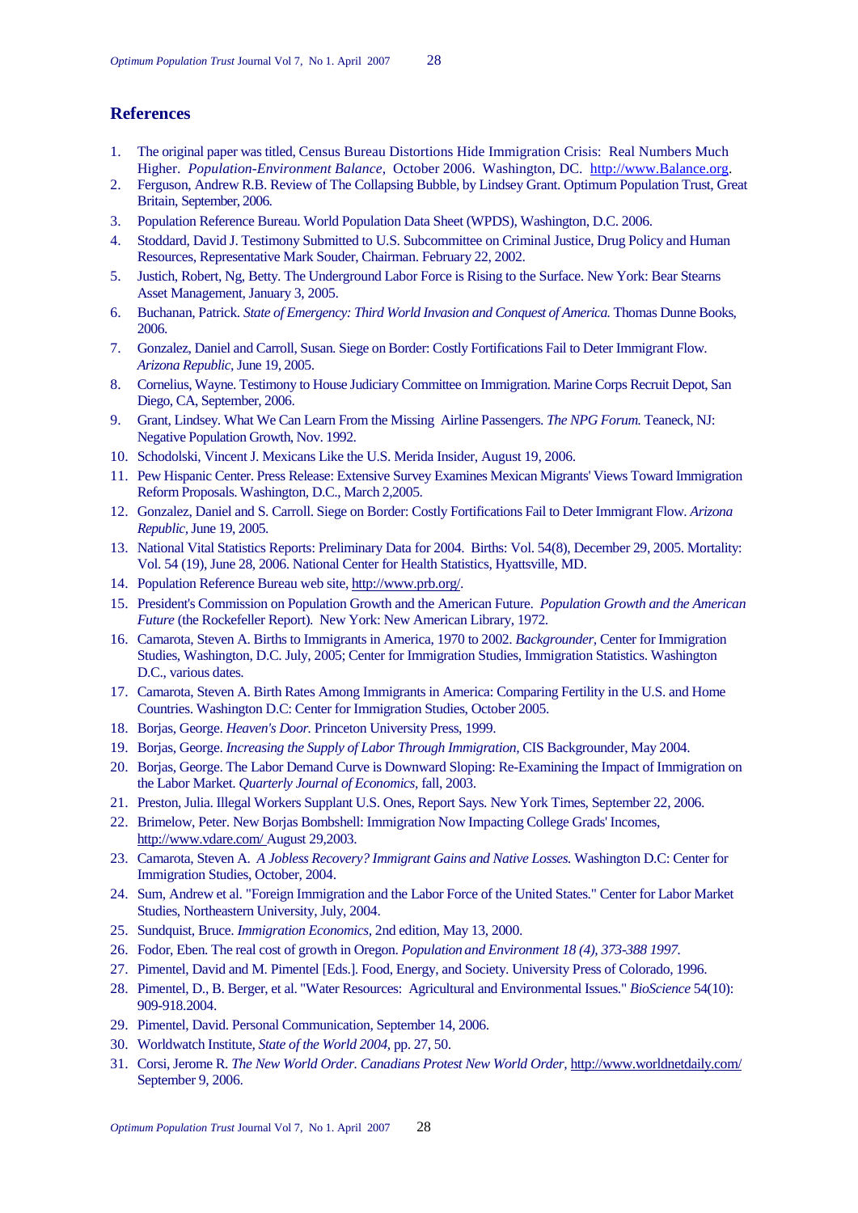## References

1. The original paper was titled, Census Bureau Distortions Hide Immigration Crisis: Real Numbers Much Higher. *Population-Environment Balance*, October 2006. Washington, DC. http://www.Balance.org.
2. Ferguson, Andrew R.B. Review of The Collapsing Bubble, by Lindsey Grant. Optimum Population Trust, Great Britain, September, 2006.
3. Population Reference Bureau. World Population Data Sheet (WPDS), Washington, D.C. 2006.
4. Stoddard, David J. Testimony Submitted to U.S. Subcommittee on Criminal Justice, Drug Policy and Human Resources, Representative Mark Souder, Chairman. February 22, 2002.
5. Justich, Robert, Ng, Betty. The Underground Labor Force is Rising to the Surface. New York: Bear Stearns Asset Management, January 3, 2005.
6. Buchanan, Patrick. *State of Emergency: Third World Invasion and Conquest of America.* Thomas Dunne Books, 2006.
7. Gonzalez, Daniel and Carroll, Susan. Siege on Border: Costly Fortifications Fail to Deter Immigrant Flow. *Arizona Republic*, June 19, 2005.
8. Cornelius, Wayne. Testimony to House Judiciary Committee on Immigration. Marine Corps Recruit Depot, San Diego, CA, September, 2006.
9. Grant, Lindsey. What We Can Learn From the Missing Airline Passengers. *The NPG Forum.* Teaneck, NJ: Negative Population Growth, Nov. 1992.
10. Schodolski, Vincent J. Mexicans Like the U.S. Merida Insider, August 19, 2006.
11. Pew Hispanic Center. Press Release: Extensive Survey Examines Mexican Migrants' Views Toward Immigration Reform Proposals. Washington, D.C., March 2,2005.
12. Gonzalez, Daniel and S. Carroll. Siege on Border: Costly Fortifications Fail to Deter Immigrant Flow. *Arizona Republic*, June 19, 2005.
13. National Vital Statistics Reports: Preliminary Data for 2004. Births: Vol. 54(8), December 29, 2005. Mortality: Vol. 54 (19), June 28, 2006. National Center for Health Statistics, Hyattsville, MD.
14. Population Reference Bureau web site, http://www.prb.org/.
15. President's Commission on Population Growth and the American Future. *Population Growth and the American Future* (the Rockefeller Report). New York: New American Library, 1972.
16. Camarota, Steven A. Births to Immigrants in America, 1970 to 2002. *Backgrounder*, Center for Immigration Studies, Washington, D.C. July, 2005; Center for Immigration Studies, Immigration Statistics. Washington D.C., various dates.
17. Camarota, Steven A. Birth Rates Among Immigrants in America: Comparing Fertility in the U.S. and Home Countries. Washington D.C: Center for Immigration Studies, October 2005.
18. Borjas, George. *Heaven's Door.* Princeton University Press, 1999.
19. Borjas, George. *Increasing the Supply of Labor Through Immigration*, CIS Backgrounder, May 2004.
20. Borjas, George. The Labor Demand Curve is Downward Sloping: Re-Examining the Impact of Immigration on the Labor Market. *Quarterly Journal of Economics*, fall, 2003.
21. Preston, Julia. Illegal Workers Supplant U.S. Ones, Report Says. New York Times, September 22, 2006.
22. Brimelow, Peter. New Borjas Bombshell: Immigration Now Impacting College Grads' Incomes, http://www.vdare.com/ August 29,2003.
23. Camarota, Steven A. *A Jobless Recovery? Immigrant Gains and Native Losses.* Washington D.C: Center for Immigration Studies, October, 2004.
24. Sum, Andrew et al. "Foreign Immigration and the Labor Force of the United States." Center for Labor Market Studies, Northeastern University, July, 2004.
25. Sundquist, Bruce. *Immigration Economics*, 2nd edition, May 13, 2000.
26. Fodor, Eben. The real cost of growth in Oregon. *Population and Environment 18 (4), 373-388 1997.*
27. Pimentel, David and M. Pimentel [Eds.]. Food, Energy, and Society. University Press of Colorado, 1996.
28. Pimentel, D., B. Berger, et al. "Water Resources: Agricultural and Environmental Issues." *BioScience* 54(10): 909-918.2004.
29. Pimentel, David. Personal Communication, September 14, 2006.
30. Worldwatch Institute, *State of the World 2004*, pp. 27, 50.
31. Corsi, Jerome R. *The New World Order. Canadians Protest New World Order*, http://www.worldnetdaily.com/ September 9, 2006.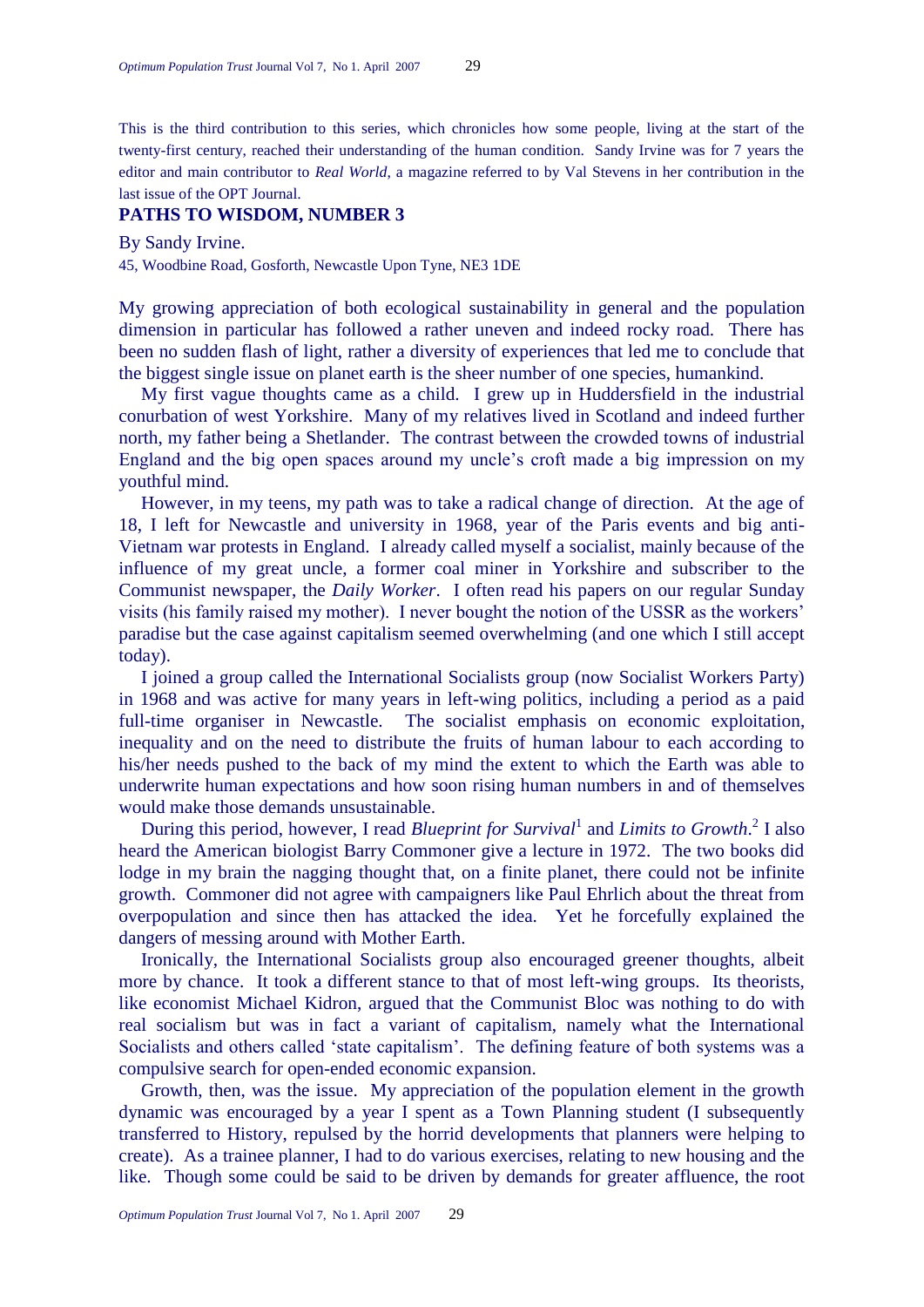This is the third contribution to this series, which chronicles how some people, living at the start of the twenty-first century, reached their understanding of the human condition. Sandy Irvine was for 7 years the editor and main contributor to *Real World*, a magazine referred to by Val Stevens in her contribution in the last issue of the OPT Journal.

## PATHS TO WISDOM, NUMBER 3

By Sandy Irvine.

45, Woodbine Road, Gosforth, Newcastle Upon Tyne, NE3 1DE

My growing appreciation of both ecological sustainability in general and the population dimension in particular has followed a rather uneven and indeed rocky road. There has been no sudden flash of light, rather a diversity of experiences that led me to conclude that the biggest single issue on planet earth is the sheer number of one species, humankind.

My first vague thoughts came as a child. I grew up in Huddersfield in the industrial conurbation of west Yorkshire. Many of my relatives lived in Scotland and indeed further north, my father being a Shetlander. The contrast between the crowded towns of industrial England and the big open spaces around my uncle's croft made a big impression on my youthful mind.

However, in my teens, my path was to take a radical change of direction. At the age of 18, I left for Newcastle and university in 1968, year of the Paris events and big anti-Vietnam war protests in England. I already called myself a socialist, mainly because of the influence of my great uncle, a former coal miner in Yorkshire and subscriber to the Communist newspaper, the *Daily Worker*. I often read his papers on our regular Sunday visits (his family raised my mother). I never bought the notion of the USSR as the workers' paradise but the case against capitalism seemed overwhelming (and one which I still accept today).

I joined a group called the International Socialists group (now Socialist Workers Party) in 1968 and was active for many years in left-wing politics, including a period as a paid full-time organiser in Newcastle. The socialist emphasis on economic exploitation, inequality and on the need to distribute the fruits of human labour to each according to his/her needs pushed to the back of my mind the extent to which the Earth was able to underwrite human expectations and how soon rising human numbers in and of themselves would make those demands unsustainable.

During this period, however, I read *Blueprint for Survival*[1] and *Limits to Growth*.[2] I also heard the American biologist Barry Commoner give a lecture in 1972. The two books did lodge in my brain the nagging thought that, on a finite planet, there could not be infinite growth. Commoner did not agree with campaigners like Paul Ehrlich about the threat from overpopulation and since then has attacked the idea. Yet he forcefully explained the dangers of messing around with Mother Earth.

Ironically, the International Socialists group also encouraged greener thoughts, albeit more by chance. It took a different stance to that of most left-wing groups. Its theorists, like economist Michael Kidron, argued that the Communist Bloc was nothing to do with real socialism but was in fact a variant of capitalism, namely what the International Socialists and others called 'state capitalism'. The defining feature of both systems was a compulsive search for open-ended economic expansion.

Growth, then, was the issue. My appreciation of the population element in the growth dynamic was encouraged by a year I spent as a Town Planning student (I subsequently transferred to History, repulsed by the horrid developments that planners were helping to create). As a trainee planner, I had to do various exercises, relating to new housing and the like. Though some could be said to be driven by demands for greater affluence, the root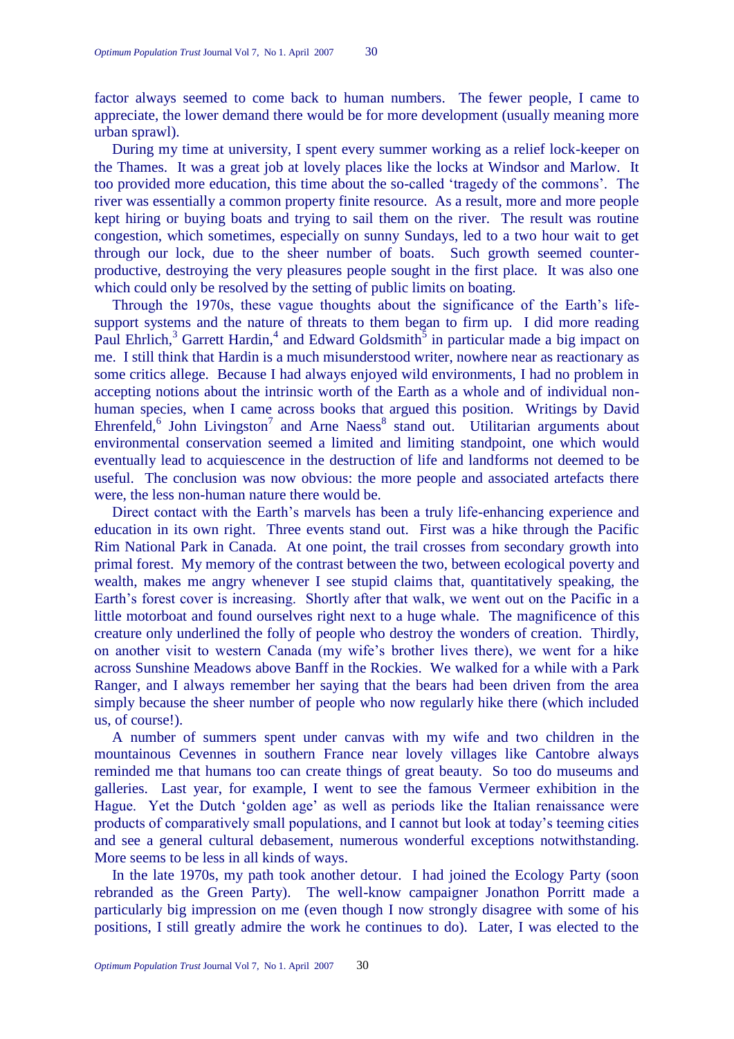factor always seemed to come back to human numbers. The fewer people, I came to appreciate, the lower demand there would be for more development (usually meaning more urban sprawl).

During my time at university, I spent every summer working as a relief lock-keeper on the Thames. It was a great job at lovely places like the locks at Windsor and Marlow. It too provided more education, this time about the so-called 'tragedy of the commons'. The river was essentially a common property finite resource. As a result, more and more people kept hiring or buying boats and trying to sail them on the river. The result was routine congestion, which sometimes, especially on sunny Sundays, led to a two hour wait to get through our lock, due to the sheer number of boats. Such growth seemed counter-productive, destroying the very pleasures people sought in the first place. It was also one which could only be resolved by the setting of public limits on boating.

Through the 1970s, these vague thoughts about the significance of the Earth's life-support systems and the nature of threats to them began to firm up. I did more reading Paul Ehrlich,[3] Garrett Hardin,[4] and Edward Goldsmith[5] in particular made a big impact on me. I still think that Hardin is a much misunderstood writer, nowhere near as reactionary as some critics allege. Because I had always enjoyed wild environments, I had no problem in accepting notions about the intrinsic worth of the Earth as a whole and of individual non-human species, when I came across books that argued this position. Writings by David Ehrenfeld,[6] John Livingston[7] and Arne Naess[8] stand out. Utilitarian arguments about environmental conservation seemed a limited and limiting standpoint, one which would eventually lead to acquiescence in the destruction of life and landforms not deemed to be useful. The conclusion was now obvious: the more people and associated artefacts there were, the less non-human nature there would be.

Direct contact with the Earth's marvels has been a truly life-enhancing experience and education in its own right. Three events stand out. First was a hike through the Pacific Rim National Park in Canada. At one point, the trail crosses from secondary growth into primal forest. My memory of the contrast between the two, between ecological poverty and wealth, makes me angry whenever I see stupid claims that, quantitatively speaking, the Earth's forest cover is increasing. Shortly after that walk, we went out on the Pacific in a little motorboat and found ourselves right next to a huge whale. The magnificence of this creature only underlined the folly of people who destroy the wonders of creation. Thirdly, on another visit to western Canada (my wife's brother lives there), we went for a hike across Sunshine Meadows above Banff in the Rockies. We walked for a while with a Park Ranger, and I always remember her saying that the bears had been driven from the area simply because the sheer number of people who now regularly hike there (which included us, of course!).

A number of summers spent under canvas with my wife and two children in the mountainous Cevennes in southern France near lovely villages like Cantobre always reminded me that humans too can create things of great beauty. So too do museums and galleries. Last year, for example, I went to see the famous Vermeer exhibition in the Hague. Yet the Dutch 'golden age' as well as periods like the Italian renaissance were products of comparatively small populations, and I cannot but look at today's teeming cities and see a general cultural debasement, numerous wonderful exceptions notwithstanding. More seems to be less in all kinds of ways.

In the late 1970s, my path took another detour. I had joined the Ecology Party (soon rebranded as the Green Party). The well-know campaigner Jonathon Porritt made a particularly big impression on me (even though I now strongly disagree with some of his positions, I still greatly admire the work he continues to do). Later, I was elected to the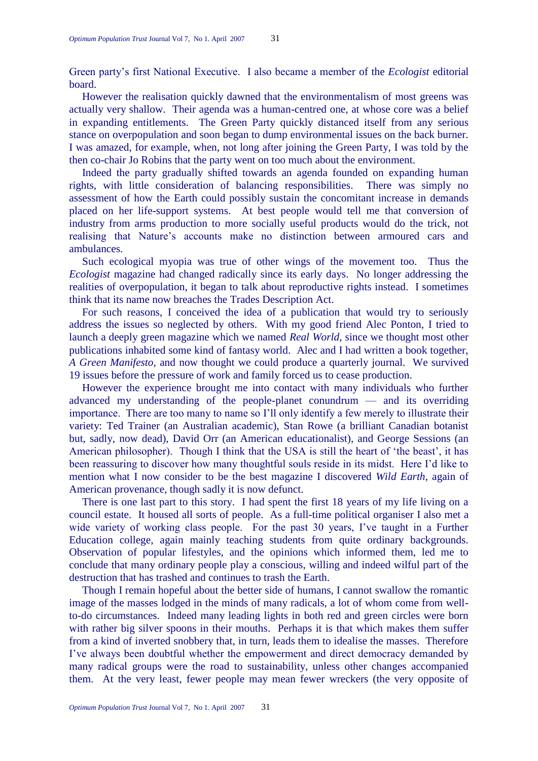Green party's first National Executive. I also became a member of the *Ecologist* editorial board.

However the realisation quickly dawned that the environmentalism of most greens was actually very shallow. Their agenda was a human-centred one, at whose core was a belief in expanding entitlements. The Green Party quickly distanced itself from any serious stance on overpopulation and soon began to dump environmental issues on the back burner. I was amazed, for example, when, not long after joining the Green Party, I was told by the then co-chair Jo Robins that the party went on too much about the environment.

Indeed the party gradually shifted towards an agenda founded on expanding human rights, with little consideration of balancing responsibilities. There was simply no assessment of how the Earth could possibly sustain the concomitant increase in demands placed on her life-support systems. At best people would tell me that conversion of industry from arms production to more socially useful products would do the trick, not realising that Nature's accounts make no distinction between armoured cars and ambulances.

Such ecological myopia was true of other wings of the movement too. Thus the *Ecologist* magazine had changed radically since its early days. No longer addressing the realities of overpopulation, it began to talk about reproductive rights instead. I sometimes think that its name now breaches the Trades Description Act.

For such reasons, I conceived the idea of a publication that would try to seriously address the issues so neglected by others. With my good friend Alec Ponton, I tried to launch a deeply green magazine which we named *Real World*, since we thought most other publications inhabited some kind of fantasy world. Alec and I had written a book together, *A Green Manifesto*, and now thought we could produce a quarterly journal. We survived 19 issues before the pressure of work and family forced us to cease production.

However the experience brought me into contact with many individuals who further advanced my understanding of the people-planet conundrum — and its overriding importance. There are too many to name so I'll only identify a few merely to illustrate their variety: Ted Trainer (an Australian academic), Stan Rowe (a brilliant Canadian botanist but, sadly, now dead), David Orr (an American educationalist), and George Sessions (an American philosopher). Though I think that the USA is still the heart of 'the beast', it has been reassuring to discover how many thoughtful souls reside in its midst. Here I'd like to mention what I now consider to be the best magazine I discovered *Wild Earth*, again of American provenance, though sadly it is now defunct.

There is one last part to this story. I had spent the first 18 years of my life living on a council estate. It housed all sorts of people. As a full-time political organiser I also met a wide variety of working class people. For the past 30 years, I've taught in a Further Education college, again mainly teaching students from quite ordinary backgrounds. Observation of popular lifestyles, and the opinions which informed them, led me to conclude that many ordinary people play a conscious, willing and indeed wilful part of the destruction that has trashed and continues to trash the Earth.

Though I remain hopeful about the better side of humans, I cannot swallow the romantic image of the masses lodged in the minds of many radicals, a lot of whom come from well-to-do circumstances. Indeed many leading lights in both red and green circles were born with rather big silver spoons in their mouths. Perhaps it is that which makes them suffer from a kind of inverted snobbery that, in turn, leads them to idealise the masses. Therefore I've always been doubtful whether the empowerment and direct democracy demanded by many radical groups were the road to sustainability, unless other changes accompanied them. At the very least, fewer people may mean fewer wreckers (the very opposite of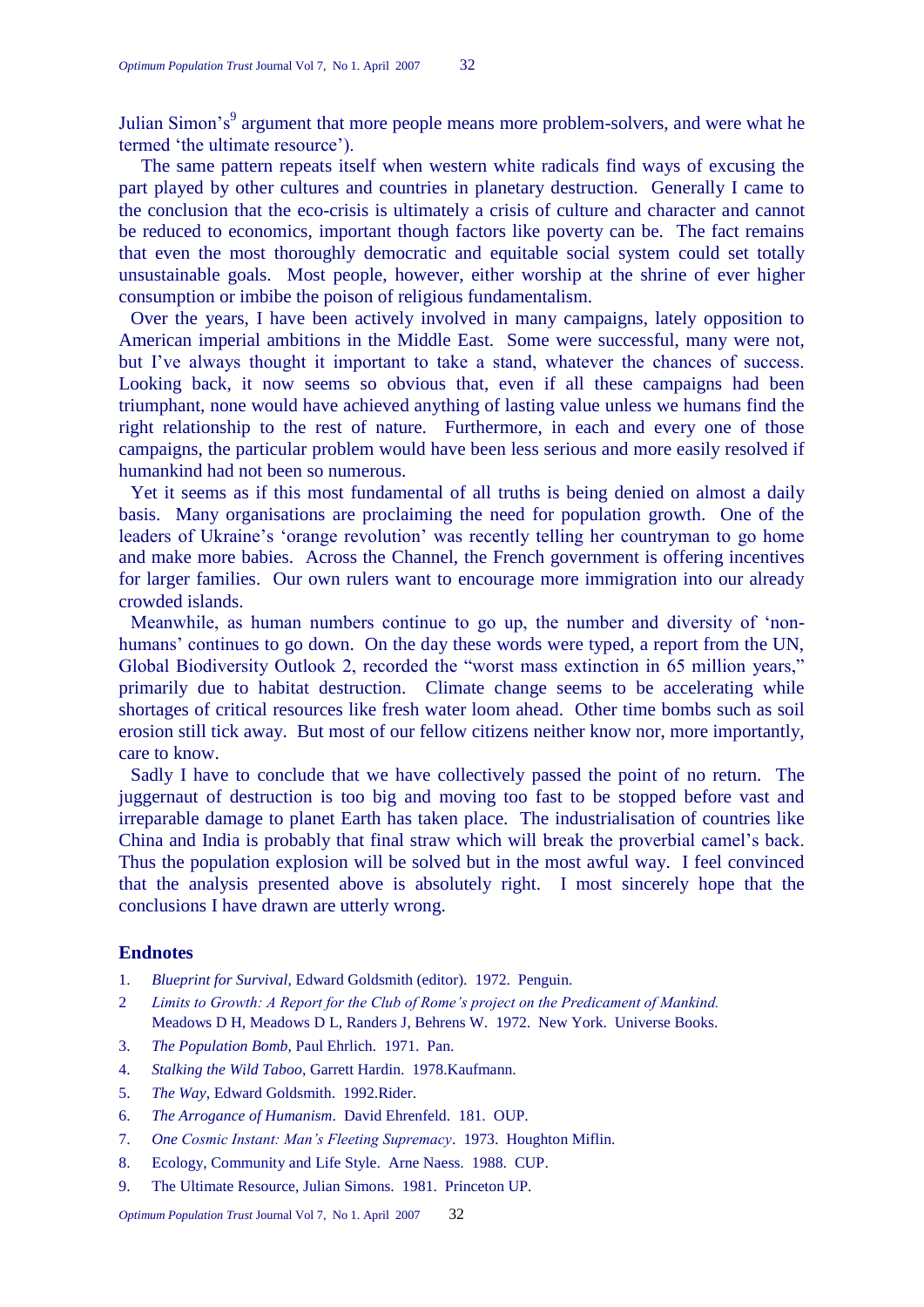Julian Simon's[9] argument that more people means more problem-solvers, and were what he termed 'the ultimate resource').

The same pattern repeats itself when western white radicals find ways of excusing the part played by other cultures and countries in planetary destruction. Generally I came to the conclusion that the eco-crisis is ultimately a crisis of culture and character and cannot be reduced to economics, important though factors like poverty can be. The fact remains that even the most thoroughly democratic and equitable social system could set totally unsustainable goals. Most people, however, either worship at the shrine of ever higher consumption or imbibe the poison of religious fundamentalism.

Over the years, I have been actively involved in many campaigns, lately opposition to American imperial ambitions in the Middle East. Some were successful, many were not, but I've always thought it important to take a stand, whatever the chances of success. Looking back, it now seems so obvious that, even if all these campaigns had been triumphant, none would have achieved anything of lasting value unless we humans find the right relationship to the rest of nature. Furthermore, in each and every one of those campaigns, the particular problem would have been less serious and more easily resolved if humankind had not been so numerous.

Yet it seems as if this most fundamental of all truths is being denied on almost a daily basis. Many organisations are proclaiming the need for population growth. One of the leaders of Ukraine's 'orange revolution' was recently telling her countryman to go home and make more babies. Across the Channel, the French government is offering incentives for larger families. Our own rulers want to encourage more immigration into our already crowded islands.

Meanwhile, as human numbers continue to go up, the number and diversity of 'non-humans' continues to go down. On the day these words were typed, a report from the UN, Global Biodiversity Outlook 2, recorded the "worst mass extinction in 65 million years," primarily due to habitat destruction. Climate change seems to be accelerating while shortages of critical resources like fresh water loom ahead. Other time bombs such as soil erosion still tick away. But most of our fellow citizens neither know nor, more importantly, care to know.

Sadly I have to conclude that we have collectively passed the point of no return. The juggernaut of destruction is too big and moving too fast to be stopped before vast and irreparable damage to planet Earth has taken place. The industrialisation of countries like China and India is probably that final straw which will break the proverbial camel's back. Thus the population explosion will be solved but in the most awful way. I feel convinced that the analysis presented above is absolutely right. I most sincerely hope that the conclusions I have drawn are utterly wrong.

### Endnotes

1. *Blueprint for Survival*, Edward Goldsmith (editor). 1972. Penguin.
2. *Limits to Growth: A Report for the Club of Rome's project on the Predicament of Mankind.* Meadows D H, Meadows D L, Randers J, Behrens W. 1972. New York. Universe Books.
3. *The Population Bomb*, Paul Ehrlich. 1971. Pan.
4. *Stalking the Wild Taboo*, Garrett Hardin. 1978.Kaufmann.
5. *The Way*, Edward Goldsmith. 1992.Rider.
6. *The Arrogance of Humanism*. David Ehrenfeld. 181. OUP.
7. *One Cosmic Instant: Man's Fleeting Supremacy*. 1973. Houghton Miflin.
8. Ecology, Community and Life Style. Arne Naess. 1988. CUP.
9. The Ultimate Resource, Julian Simons. 1981. Princeton UP.